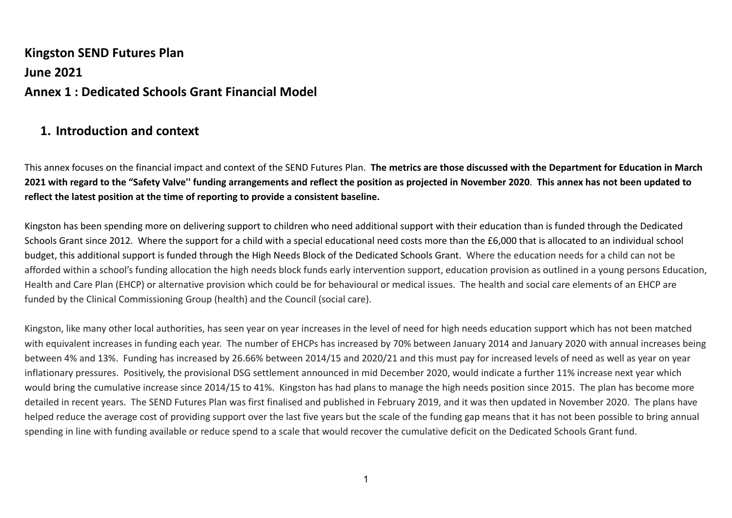# Kingston SEND Futures Plan

## June 2021

## Annex 1 : Dedicated Schools Grant Financial Model

### 1. Introduction and context

This annex focuses on the financial impact and context of the SEND Futures Plan. **The metrics are those discussed with the Department for Education in March 2021 with regard to the "Safety Valve'' funding arrangements and reflect the position as projected in November 2020**. **This annex has not been updated to reflect the latest position at the time of reporting to provide a consistent baseline.**

Kingston has been spending more on delivering support to children who need additional support with their education than is funded through the Dedicated Schools Grant since 2012. Where the support for a child with a special educational need costs more than the £6,000 that is allocated to an individual school budget, this additional support is funded through the High Needs Block of the Dedicated Schools Grant. Where the education needs for a child can not be afforded within a school's funding allocation the high needs block funds early intervention support, education provision as outlined in a young persons Education, Health and Care Plan (EHCP) or alternative provision which could be for behavioural or medical issues. The health and social care elements of an EHCP are funded by the Clinical Commissioning Group (health) and the Council (social care).

Kingston, like many other local authorities, has seen year on year increases in the level of need for high needs education support which has not been matched with equivalent increases in funding each year. The number of EHCPs has increased by 70% between January 2014 and January 2020 with annual increases being between 4% and 13%. Funding has increased by 26.66% between 2014/15 and 2020/21 and this must pay for increased levels of need as well as year on year inflationary pressures. Positively, the provisional DSG settlement announced in mid December 2020, would indicate a further 11% increase next year which would bring the cumulative increase since 2014/15 to 41%. Kingston has had plans to manage the high needs position since 2015. The plan has become more detailed in recent years. The SEND Futures Plan was first finalised and published in February 2019, and it was then updated in November 2020. The plans have helped reduce the average cost of providing support over the last five years but the scale of the funding gap means that it has not been possible to bring annual spending in line with funding available or reduce spend to a scale that would recover the cumulative deficit on the Dedicated Schools Grant fund.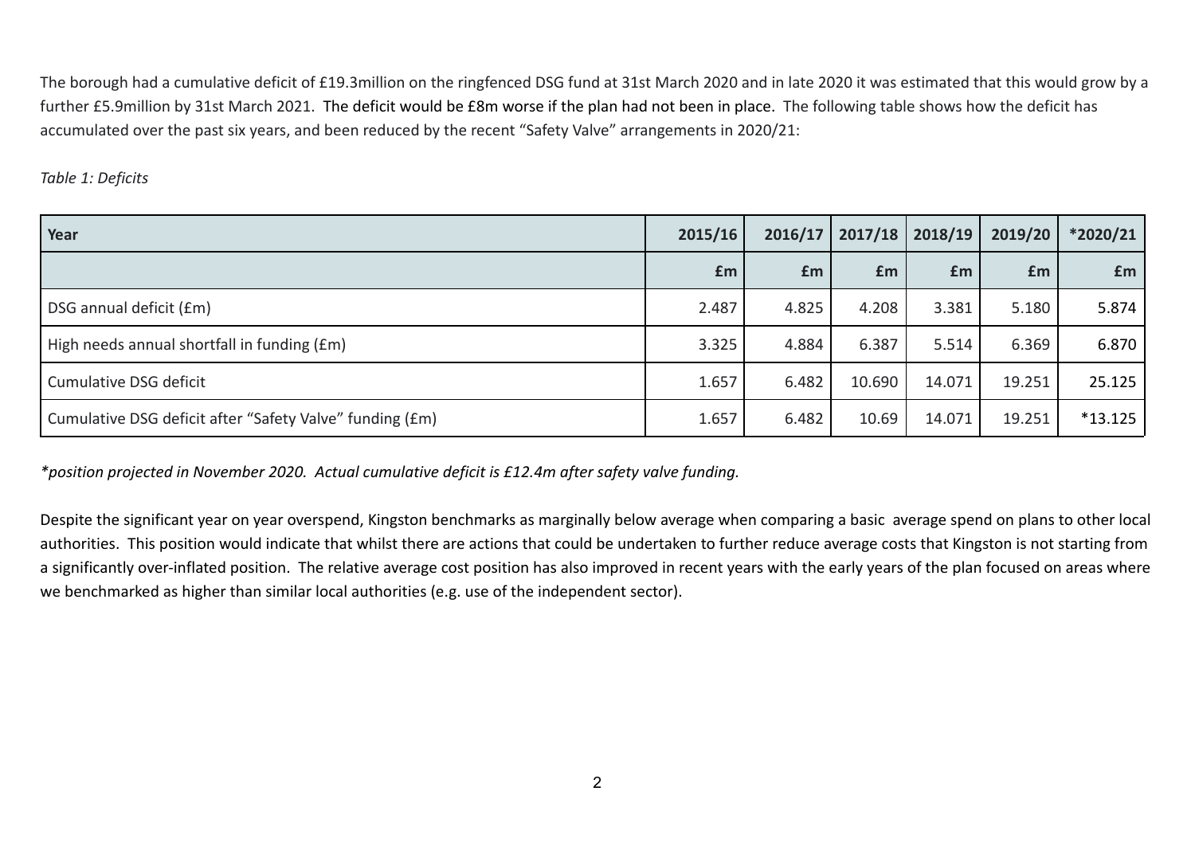The borough had a cumulative deficit of £19.3million on the ringfenced DSG fund at 31st March 2020 and in late 2020 it was estimated that this would grow by a further £5.9million by 31st March 2021. The deficit would be £8m worse if the plan had not been in place. The following table shows how the deficit has accumulated over the past six years, and been reduced by the recent "Safety Valve" arrangements in 2020/21:

*Table 1: Deficits*

| Year | 2015/16 | 2016/17 | 2017/18 | 2018/19 | 2019/20 | *2020/21 |
|---|---|---|---|---|---|---|
| | £m | £m | £m | £m | £m | £m |
| DSG annual deficit (£m) | 2.487 | 4.825 | 4.208 | 3.381 | 5.180 | 5.874 |
| High needs annual shortfall in funding (£m) | 3.325 | 4.884 | 6.387 | 5.514 | 6.369 | 6.870 |
| Cumulative DSG deficit | 1.657 | 6.482 | 10.690 | 14.071 | 19.251 | 25.125 |
| Cumulative DSG deficit after "Safety Valve" funding (£m) | 1.657 | 6.482 | 10.69 | 14.071 | 19.251 | *13.125 |

*\*position projected in November 2020. Actual cumulative deficit is £12.4m after safety valve funding.*

Despite the significant year on year overspend, Kingston benchmarks as marginally below average when comparing a basic average spend on plans to other local authorities. This position would indicate that whilst there are actions that could be undertaken to further reduce average costs that Kingston is not starting from a significantly over-inflated position. The relative average cost position has also improved in recent years with the early years of the plan focused on areas where we benchmarked as higher than similar local authorities (e.g. use of the independent sector).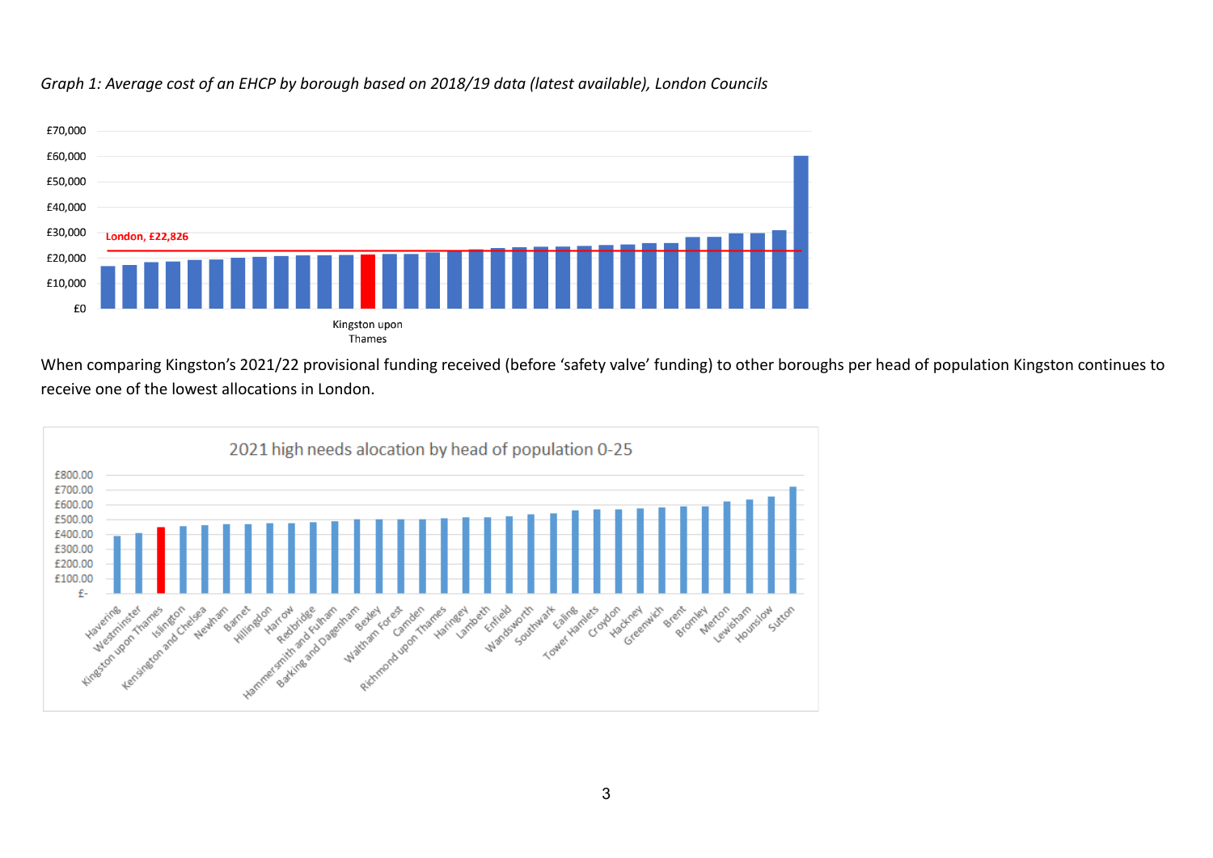*Graph 1: Average cost of an EHCP by borough based on 2018/19 data (latest available), London Councils*

London, £22,826

Kingston upon Thames

When comparing Kingston's 2021/22 provisional funding received (before 'safety valve' funding) to other boroughs per head of population Kingston continues to receive one of the lowest allocations in London.

2021 high needs alocation by head of population 0-25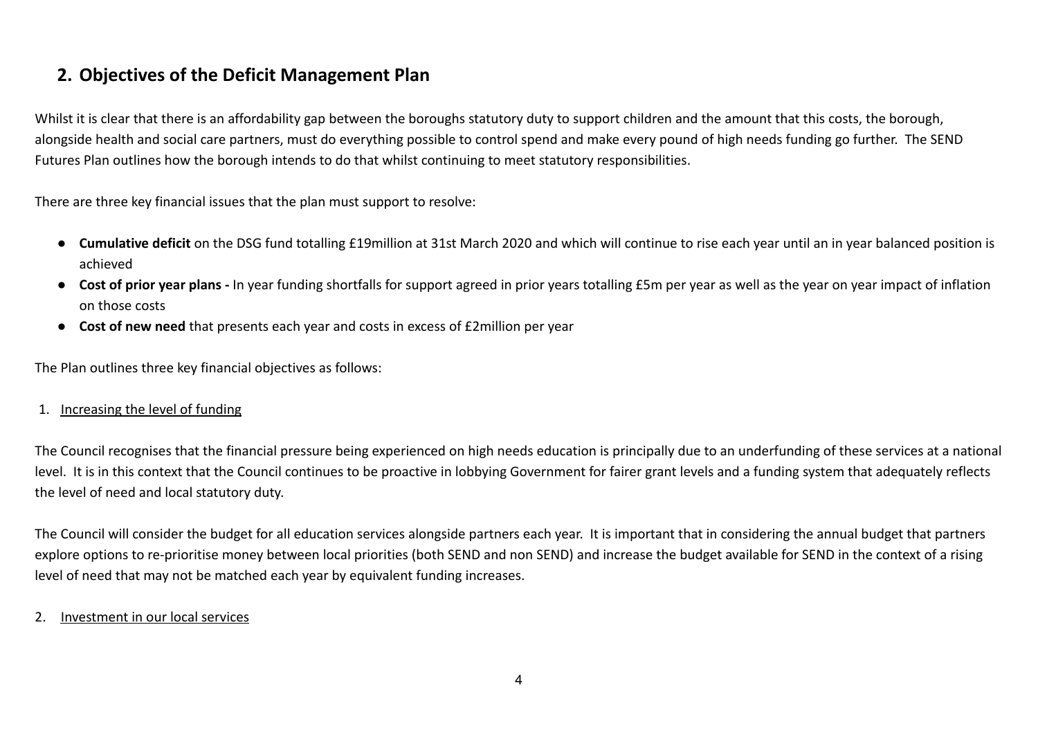## 2. Objectives of the Deficit Management Plan

Whilst it is clear that there is an affordability gap between the boroughs statutory duty to support children and the amount that this costs, the borough, alongside health and social care partners, must do everything possible to control spend and make every pound of high needs funding go further. The SEND Futures Plan outlines how the borough intends to do that whilst continuing to meet statutory responsibilities.

There are three key financial issues that the plan must support to resolve:

- **Cumulative deficit** on the DSG fund totalling £19million at 31st March 2020 and which will continue to rise each year until an in year balanced position is achieved
- **Cost of prior year plans -** In year funding shortfalls for support agreed in prior years totalling £5m per year as well as the year on year impact of inflation on those costs
- **Cost of new need** that presents each year and costs in excess of £2million per year

The Plan outlines three key financial objectives as follows:

1. <u>Increasing the level of funding</u>

The Council recognises that the financial pressure being experienced on high needs education is principally due to an underfunding of these services at a national level. It is in this context that the Council continues to be proactive in lobbying Government for fairer grant levels and a funding system that adequately reflects the level of need and local statutory duty.

The Council will consider the budget for all education services alongside partners each year. It is important that in considering the annual budget that partners explore options to re-prioritise money between local priorities (both SEND and non SEND) and increase the budget available for SEND in the context of a rising level of need that may not be matched each year by equivalent funding increases.

2. <u>Investment in our local services</u>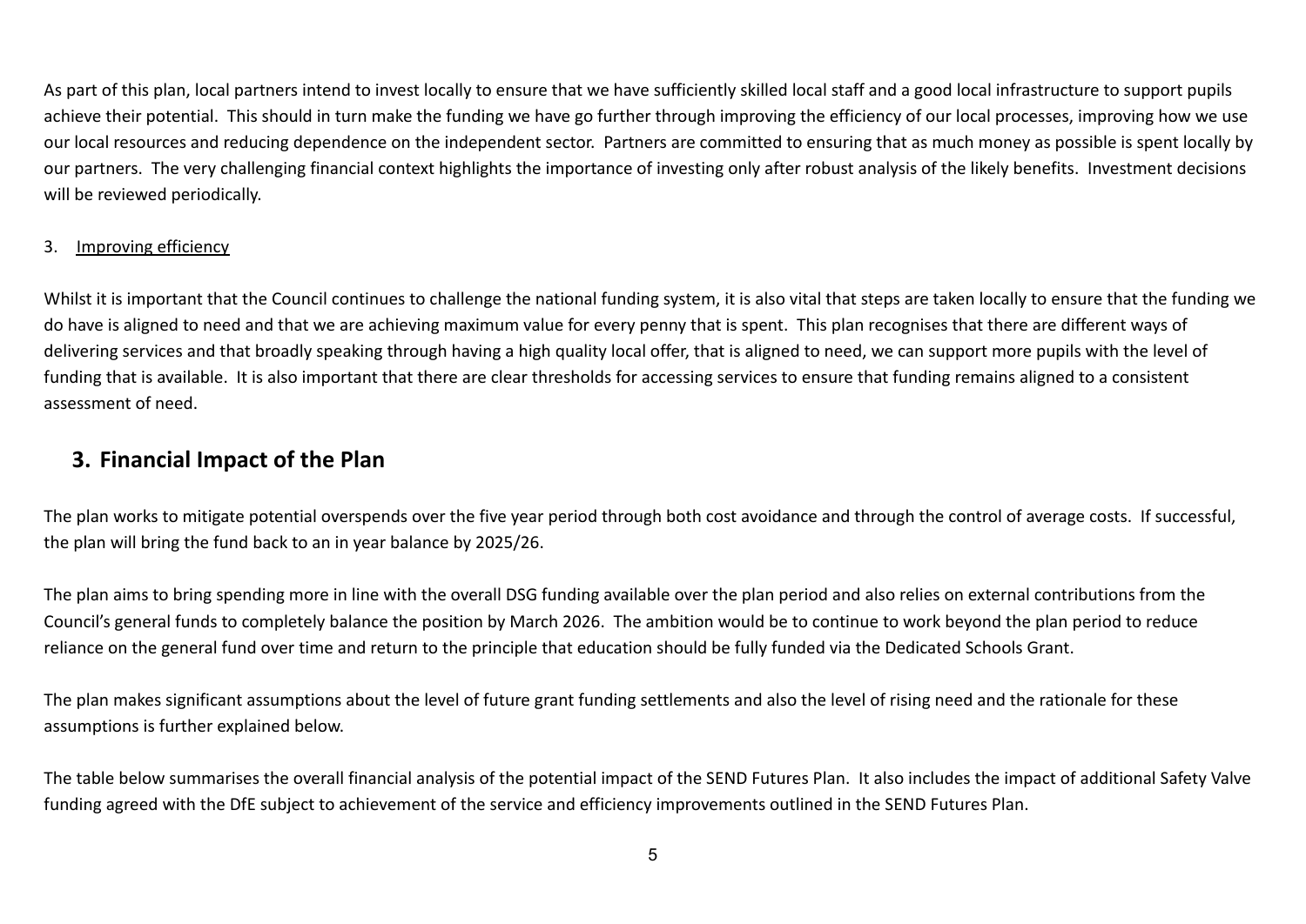As part of this plan, local partners intend to invest locally to ensure that we have sufficiently skilled local staff and a good local infrastructure to support pupils achieve their potential. This should in turn make the funding we have go further through improving the efficiency of our local processes, improving how we use our local resources and reducing dependence on the independent sector. Partners are committed to ensuring that as much money as possible is spent locally by our partners. The very challenging financial context highlights the importance of investing only after robust analysis of the likely benefits. Investment decisions will be reviewed periodically.

3. <u>Improving efficiency</u>

Whilst it is important that the Council continues to challenge the national funding system, it is also vital that steps are taken locally to ensure that the funding we do have is aligned to need and that we are achieving maximum value for every penny that is spent. This plan recognises that there are different ways of delivering services and that broadly speaking through having a high quality local offer, that is aligned to need, we can support more pupils with the level of funding that is available. It is also important that there are clear thresholds for accessing services to ensure that funding remains aligned to a consistent assessment of need.

## 3. Financial Impact of the Plan

The plan works to mitigate potential overspends over the five year period through both cost avoidance and through the control of average costs. If successful, the plan will bring the fund back to an in year balance by 2025/26.

The plan aims to bring spending more in line with the overall DSG funding available over the plan period and also relies on external contributions from the Council's general funds to completely balance the position by March 2026. The ambition would be to continue to work beyond the plan period to reduce reliance on the general fund over time and return to the principle that education should be fully funded via the Dedicated Schools Grant.

The plan makes significant assumptions about the level of future grant funding settlements and also the level of rising need and the rationale for these assumptions is further explained below.

The table below summarises the overall financial analysis of the potential impact of the SEND Futures Plan. It also includes the impact of additional Safety Valve funding agreed with the DfE subject to achievement of the service and efficiency improvements outlined in the SEND Futures Plan.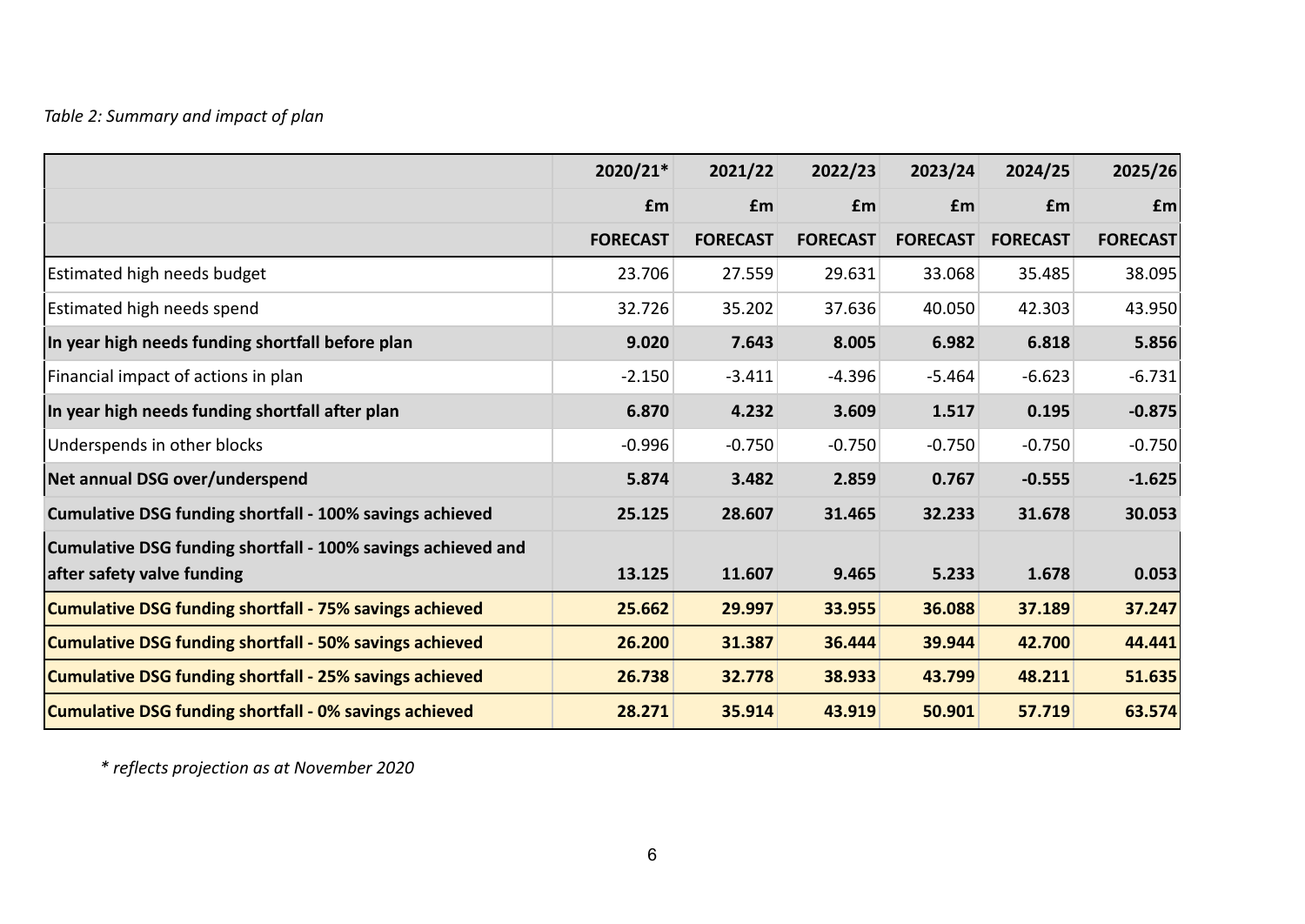*Table 2: Summary and impact of plan*

| | 2020/21* | 2021/22 | 2022/23 | 2023/24 | 2024/25 | 2025/26 |
|---|---|---|---|---|---|---|
| | £m | £m | £m | £m | £m | £m |
| | **FORECAST** | **FORECAST** | **FORECAST** | **FORECAST** | **FORECAST** | **FORECAST** |
| Estimated high needs budget | 23.706 | 27.559 | 29.631 | 33.068 | 35.485 | 38.095 |
| Estimated high needs spend | 32.726 | 35.202 | 37.636 | 40.050 | 42.303 | 43.950 |
| **In year high needs funding shortfall before plan** | **9.020** | **7.643** | **8.005** | **6.982** | **6.818** | **5.856** |
| Financial impact of actions in plan | -2.150 | -3.411 | -4.396 | -5.464 | -6.623 | -6.731 |
| **In year high needs funding shortfall after plan** | **6.870** | **4.232** | **3.609** | **1.517** | **0.195** | **-0.875** |
| Underspends in other blocks | -0.996 | -0.750 | -0.750 | -0.750 | -0.750 | -0.750 |
| **Net annual DSG over/underspend** | **5.874** | **3.482** | **2.859** | **0.767** | **-0.555** | **-1.625** |
| **Cumulative DSG funding shortfall - 100% savings achieved** | **25.125** | **28.607** | **31.465** | **32.233** | **31.678** | **30.053** |
| **Cumulative DSG funding shortfall - 100% savings achieved and after safety valve funding** | **13.125** | **11.607** | **9.465** | **5.233** | **1.678** | **0.053** |
| **Cumulative DSG funding shortfall - 75% savings achieved** | **25.662** | **29.997** | **33.955** | **36.088** | **37.189** | **37.247** |
| **Cumulative DSG funding shortfall - 50% savings achieved** | **26.200** | **31.387** | **36.444** | **39.944** | **42.700** | **44.441** |
| **Cumulative DSG funding shortfall - 25% savings achieved** | **26.738** | **32.778** | **38.933** | **43.799** | **48.211** | **51.635** |
| **Cumulative DSG funding shortfall - 0% savings achieved** | **28.271** | **35.914** | **43.919** | **50.901** | **57.719** | **63.574** |

*\* reflects projection as at November 2020*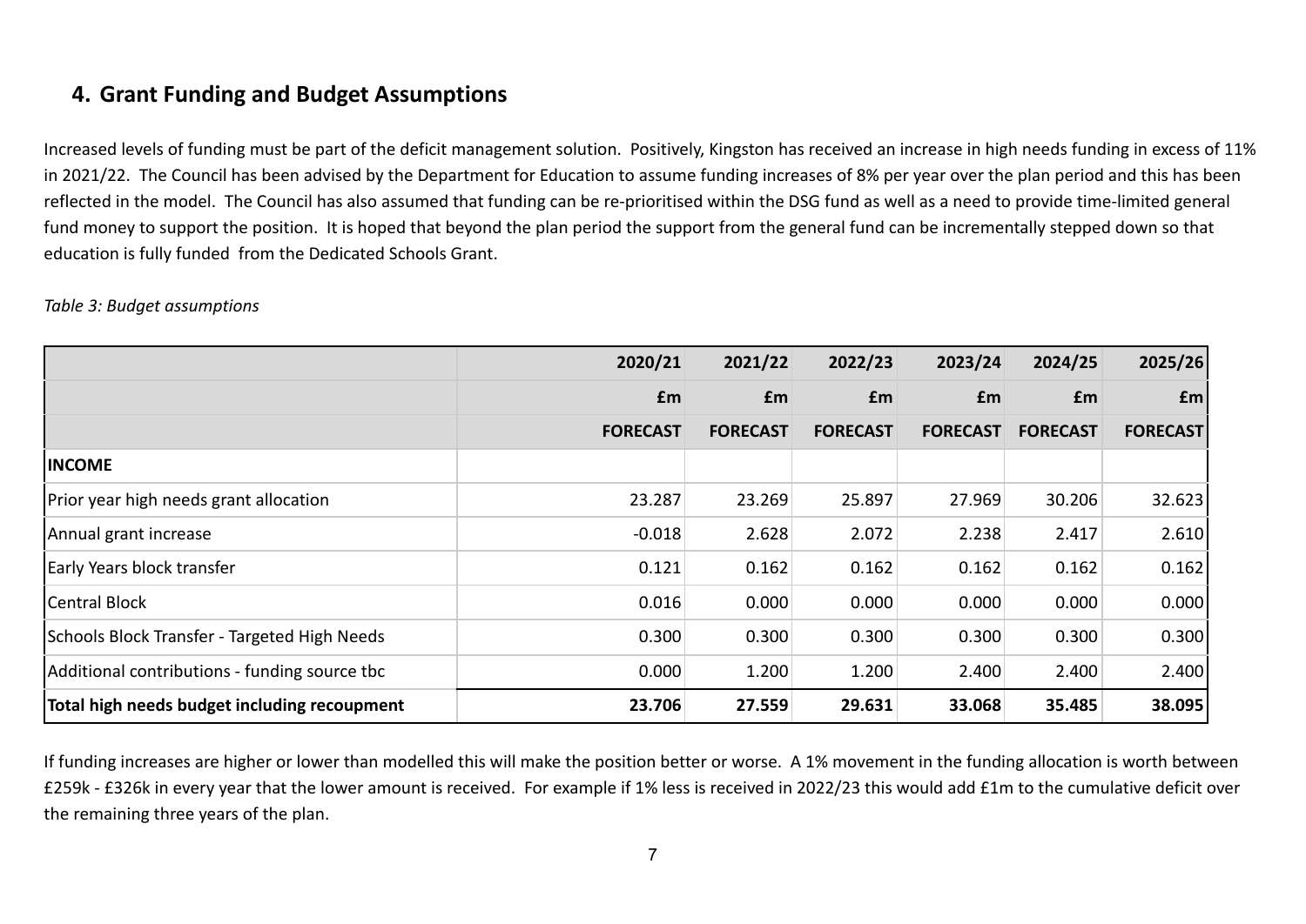## 4. Grant Funding and Budget Assumptions

Increased levels of funding must be part of the deficit management solution. Positively, Kingston has received an increase in high needs funding in excess of 11% in 2021/22. The Council has been advised by the Department for Education to assume funding increases of 8% per year over the plan period and this has been reflected in the model. The Council has also assumed that funding can be re-prioritised within the DSG fund as well as a need to provide time-limited general fund money to support the position. It is hoped that beyond the plan period the support from the general fund can be incrementally stepped down so that education is fully funded from the Dedicated Schools Grant.

*Table 3: Budget assumptions*

| | 2020/21 | 2021/22 | 2022/23 | 2023/24 | 2024/25 | 2025/26 |
|---|---|---|---|---|---|---|
| | £m | £m | £m | £m | £m | £m |
| | **FORECAST** | **FORECAST** | **FORECAST** | **FORECAST** | **FORECAST** | **FORECAST** |
| **INCOME** | | | | | | |
| Prior year high needs grant allocation | 23.287 | 23.269 | 25.897 | 27.969 | 30.206 | 32.623 |
| Annual grant increase | -0.018 | 2.628 | 2.072 | 2.238 | 2.417 | 2.610 |
| Early Years block transfer | 0.121 | 0.162 | 0.162 | 0.162 | 0.162 | 0.162 |
| Central Block | 0.016 | 0.000 | 0.000 | 0.000 | 0.000 | 0.000 |
| Schools Block Transfer - Targeted High Needs | 0.300 | 0.300 | 0.300 | 0.300 | 0.300 | 0.300 |
| Additional contributions - funding source tbc | 0.000 | 1.200 | 1.200 | 2.400 | 2.400 | 2.400 |
| **Total high needs budget including recoupment** | **23.706** | **27.559** | **29.631** | **33.068** | **35.485** | **38.095** |

If funding increases are higher or lower than modelled this will make the position better or worse. A 1% movement in the funding allocation is worth between £259k - £326k in every year that the lower amount is received. For example if 1% less is received in 2022/23 this would add £1m to the cumulative deficit over the remaining three years of the plan.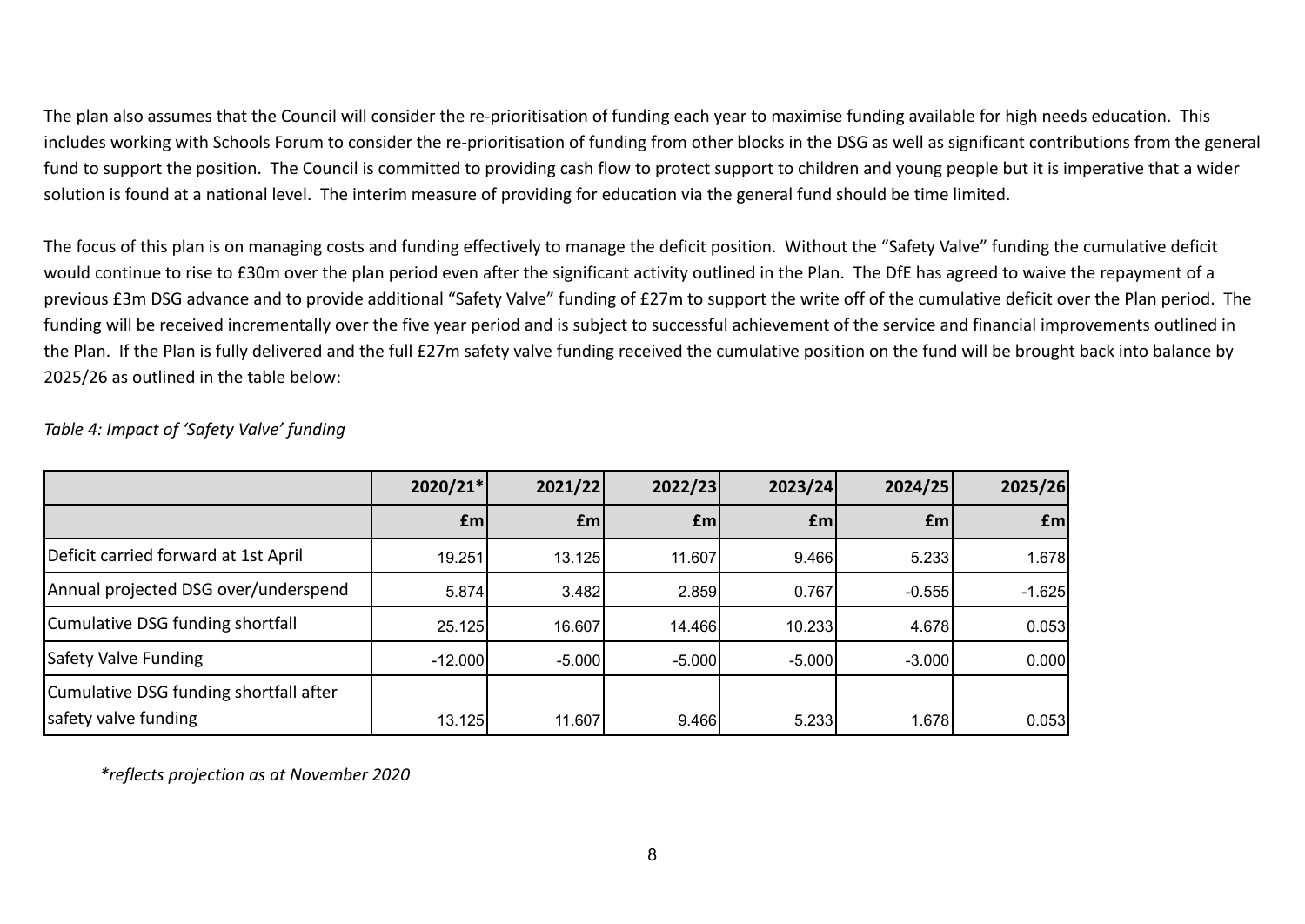The plan also assumes that the Council will consider the re-prioritisation of funding each year to maximise funding available for high needs education. This includes working with Schools Forum to consider the re-prioritisation of funding from other blocks in the DSG as well as significant contributions from the general fund to support the position. The Council is committed to providing cash flow to protect support to children and young people but it is imperative that a wider solution is found at a national level. The interim measure of providing for education via the general fund should be time limited.

The focus of this plan is on managing costs and funding effectively to manage the deficit position. Without the "Safety Valve" funding the cumulative deficit would continue to rise to £30m over the plan period even after the significant activity outlined in the Plan. The DfE has agreed to waive the repayment of a previous £3m DSG advance and to provide additional "Safety Valve" funding of £27m to support the write off of the cumulative deficit over the Plan period. The funding will be received incrementally over the five year period and is subject to successful achievement of the service and financial improvements outlined in the Plan. If the Plan is fully delivered and the full £27m safety valve funding received the cumulative position on the fund will be brought back into balance by 2025/26 as outlined in the table below:

*Table 4: Impact of 'Safety Valve' funding*

| | 2020/21* | 2021/22 | 2022/23 | 2023/24 | 2024/25 | 2025/26 |
|---|---|---|---|---|---|---|
| | £m | £m | £m | £m | £m | £m |
| Deficit carried forward at 1st April | 19.251 | 13.125 | 11.607 | 9.466 | 5.233 | 1.678 |
| Annual projected DSG over/underspend | 5.874 | 3.482 | 2.859 | 0.767 | -0.555 | -1.625 |
| Cumulative DSG funding shortfall | 25.125 | 16.607 | 14.466 | 10.233 | 4.678 | 0.053 |
| Safety Valve Funding | -12.000 | -5.000 | -5.000 | -5.000 | -3.000 | 0.000 |
| Cumulative DSG funding shortfall after safety valve funding | 13.125 | 11.607 | 9.466 | 5.233 | 1.678 | 0.053 |

*\*reflects projection as at November 2020*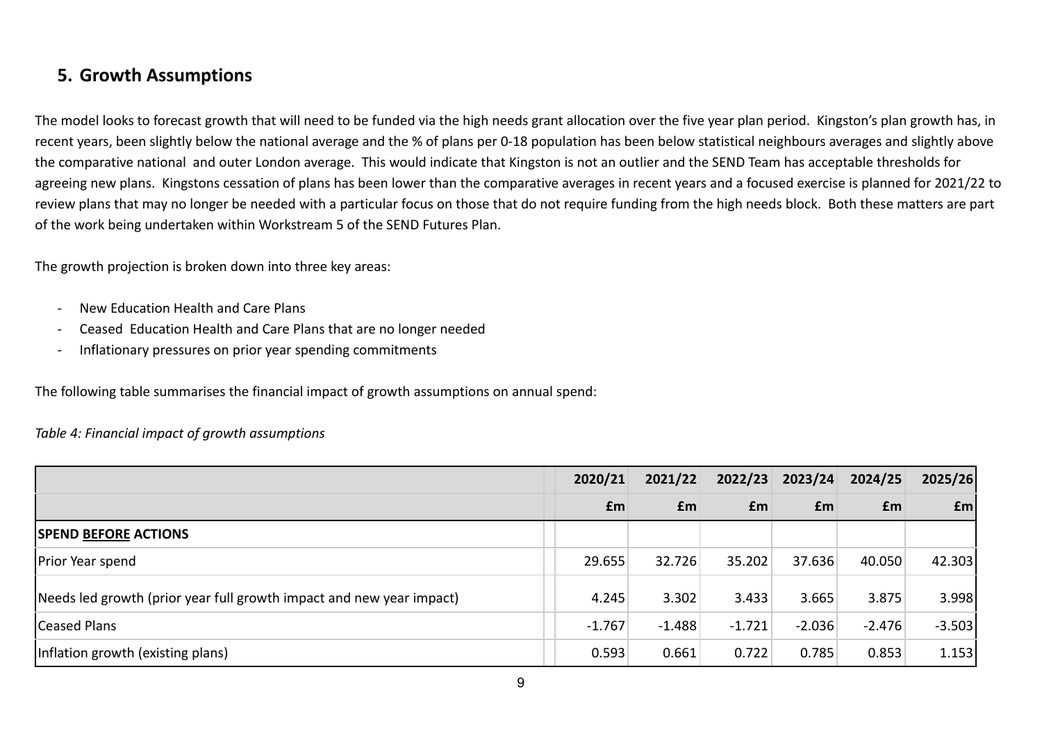## 5. Growth Assumptions

The model looks to forecast growth that will need to be funded via the high needs grant allocation over the five year plan period. Kingston's plan growth has, in recent years, been slightly below the national average and the % of plans per 0-18 population has been below statistical neighbours averages and slightly above the comparative national and outer London average. This would indicate that Kingston is not an outlier and the SEND Team has acceptable thresholds for agreeing new plans. Kingstons cessation of plans has been lower than the comparative averages in recent years and a focused exercise is planned for 2021/22 to review plans that may no longer be needed with a particular focus on those that do not require funding from the high needs block. Both these matters are part of the work being undertaken within Workstream 5 of the SEND Futures Plan.

The growth projection is broken down into three key areas:

- New Education Health and Care Plans
- Ceased Education Health and Care Plans that are no longer needed
- Inflationary pressures on prior year spending commitments

The following table summarises the financial impact of growth assumptions on annual spend:

*Table 4: Financial impact of growth assumptions*

| | 2020/21 | 2021/22 | 2022/23 | 2023/24 | 2024/25 | 2025/26 |
|---|---|---|---|---|---|---|
| | £m | £m | £m | £m | £m | £m |
| **SPEND BEFORE ACTIONS** | | | | | | |
| Prior Year spend | 29.655 | 32.726 | 35.202 | 37.636 | 40.050 | 42.303 |
| Needs led growth (prior year full growth impact and new year impact) | 4.245 | 3.302 | 3.433 | 3.665 | 3.875 | 3.998 |
| Ceased Plans | -1.767 | -1.488 | -1.721 | -2.036 | -2.476 | -3.503 |
| Inflation growth (existing plans) | 0.593 | 0.661 | 0.722 | 0.785 | 0.853 | 1.153 |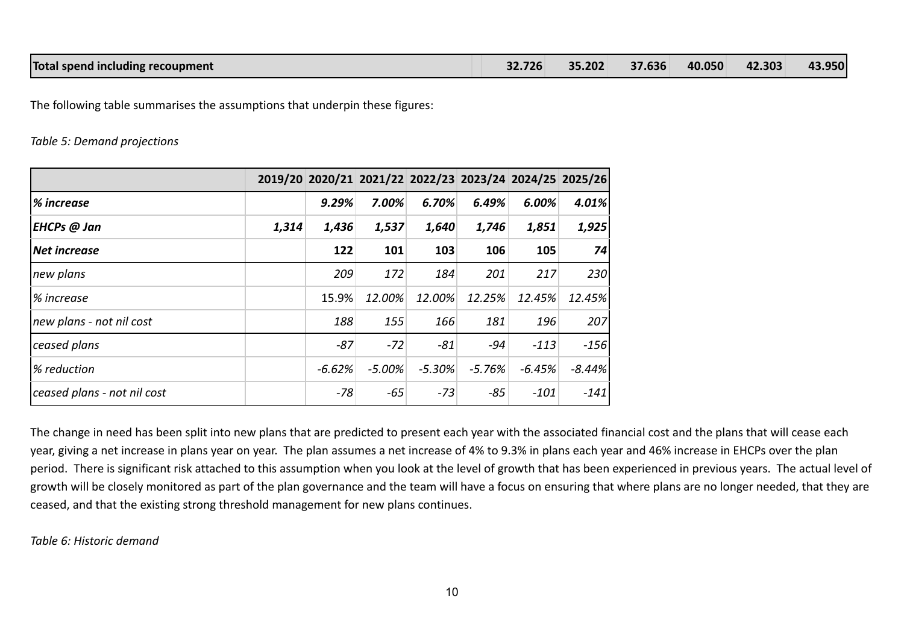| Total spend including recoupment | | 32.726 | 35.202 | 37.636 | 40.050 | 42.303 | 43.950 |
|---|---|---|---|---|---|---|---|

The following table summarises the assumptions that underpin these figures:

*Table 5: Demand projections*

| | 2019/20 | 2020/21 | 2021/22 | 2022/23 | 2023/24 | 2024/25 | 2025/26 |
|---|---|---|---|---|---|---|---|
| ***% increase*** | | ***9.29%*** | ***7.00%*** | ***6.70%*** | ***6.49%*** | ***6.00%*** | ***4.01%*** |
| ***EHCPs @ Jan*** | ***1,314*** | ***1,436*** | ***1,537*** | ***1,640*** | ***1,746*** | ***1,851*** | ***1,925*** |
| ***Net increase*** | | **122** | **101** | **103** | **106** | **105** | ***74*** |
| *new plans* | | *209* | *172* | *184* | *201* | *217* | *230* |
| *% increase* | | 15.9% | *12.00%* | *12.00%* | *12.25%* | *12.45%* | *12.45%* |
| *new plans - not nil cost* | | *188* | *155* | *166* | *181* | *196* | *207* |
| *ceased plans* | | *-87* | *-72* | *-81* | *-94* | *-113* | *-156* |
| *% reduction* | | *-6.62%* | *-5.00%* | *-5.30%* | *-5.76%* | *-6.45%* | *-8.44%* |
| *ceased plans - not nil cost* | | *-78* | *-65* | *-73* | *-85* | *-101* | *-141* |

The change in need has been split into new plans that are predicted to present each year with the associated financial cost and the plans that will cease each year, giving a net increase in plans year on year. The plan assumes a net increase of 4% to 9.3% in plans each year and 46% increase in EHCPs over the plan period. There is significant risk attached to this assumption when you look at the level of growth that has been experienced in previous years. The actual level of growth will be closely monitored as part of the plan governance and the team will have a focus on ensuring that where plans are no longer needed, that they are ceased, and that the existing strong threshold management for new plans continues.

*Table 6: Historic demand*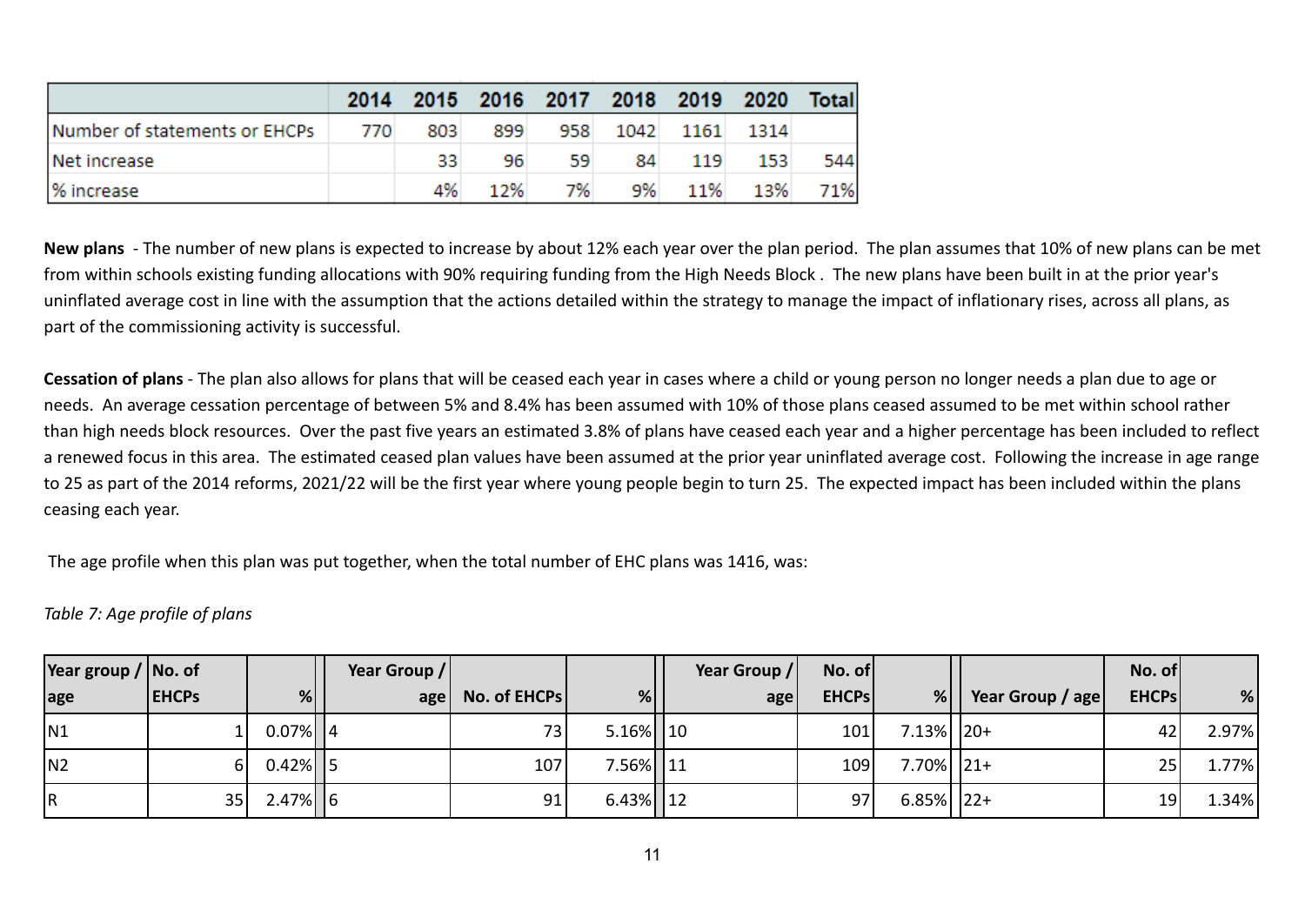| | 2014 | 2015 | 2016 | 2017 | 2018 | 2019 | 2020 | Total |
|---|---|---|---|---|---|---|---|---|
| Number of statements or EHCPs | 770 | 803 | 899 | 958 | 1042 | 1161 | 1314 | |
| Net increase | | 33 | 96 | 59 | 84 | 119 | 153 | 544 |
| % increase | | 4% | 12% | 7% | 9% | 11% | 13% | 71% |

**New plans** - The number of new plans is expected to increase by about 12% each year over the plan period. The plan assumes that 10% of new plans can be met from within schools existing funding allocations with 90% requiring funding from the High Needs Block . The new plans have been built in at the prior year's uninflated average cost in line with the assumption that the actions detailed within the strategy to manage the impact of inflationary rises, across all plans, as part of the commissioning activity is successful.

**Cessation of plans** - The plan also allows for plans that will be ceased each year in cases where a child or young person no longer needs a plan due to age or needs. An average cessation percentage of between 5% and 8.4% has been assumed with 10% of those plans ceased assumed to be met within school rather than high needs block resources. Over the past five years an estimated 3.8% of plans have ceased each year and a higher percentage has been included to reflect a renewed focus in this area. The estimated ceased plan values have been assumed at the prior year uninflated average cost. Following the increase in age range to 25 as part of the 2014 reforms, 2021/22 will be the first year where young people begin to turn 25. The expected impact has been included within the plans ceasing each year.

The age profile when this plan was put together, when the total number of EHC plans was 1416, was:

*Table 7: Age profile of plans*

| Year group / age | No. of EHCPs | % | Year Group / age | No. of EHCPs | % | Year Group / age | No. of EHCPs | % | Year Group / age | No. of EHCPs | % |
|---|---|---|---|---|---|---|---|---|---|---|---|
| N1 | 1 | 0.07% | 4 | 73 | 5.16% | 10 | 101 | 7.13% | 20+ | 42 | 2.97% |
| N2 | 6 | 0.42% | 5 | 107 | 7.56% | 11 | 109 | 7.70% | 21+ | 25 | 1.77% |
| R | 35 | 2.47% | 6 | 91 | 6.43% | 12 | 97 | 6.85% | 22+ | 19 | 1.34% |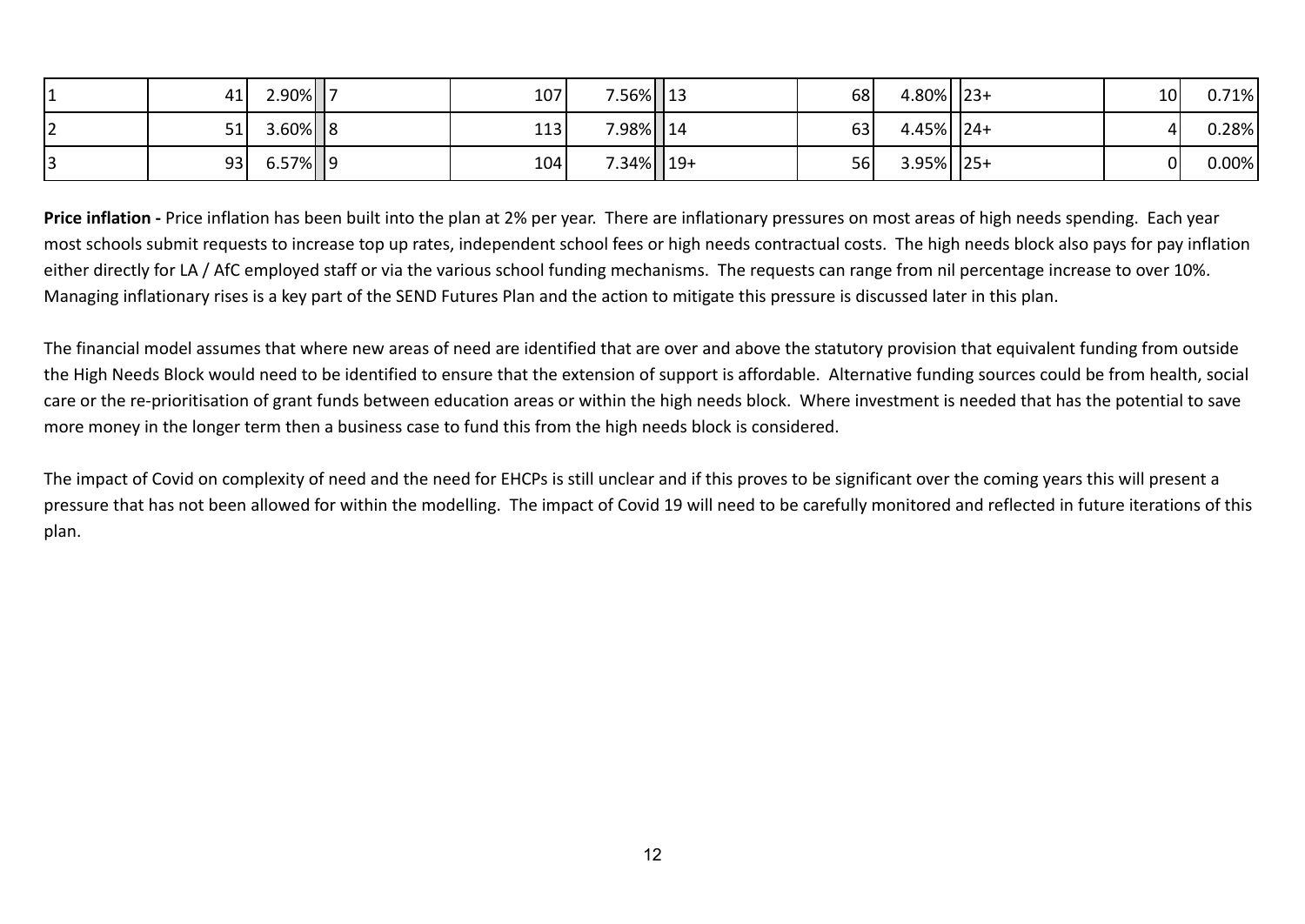| | | | | | | | | | | | |
|---|---|---|---|---|---|---|---|---|---|---|---|
| 1 | 41 | 2.90% | 7 | 107 | 7.56% | 13 | 68 | 4.80% | 23+ | 10 | 0.71% |
| 2 | 51 | 3.60% | 8 | 113 | 7.98% | 14 | 63 | 4.45% | 24+ | 4 | 0.28% |
| 3 | 93 | 6.57% | 9 | 104 | 7.34% | 19+ | 56 | 3.95% | 25+ | 0 | 0.00% |

**Price inflation -** Price inflation has been built into the plan at 2% per year. There are inflationary pressures on most areas of high needs spending. Each year most schools submit requests to increase top up rates, independent school fees or high needs contractual costs. The high needs block also pays for pay inflation either directly for LA / AfC employed staff or via the various school funding mechanisms. The requests can range from nil percentage increase to over 10%. Managing inflationary rises is a key part of the SEND Futures Plan and the action to mitigate this pressure is discussed later in this plan.

The financial model assumes that where new areas of need are identified that are over and above the statutory provision that equivalent funding from outside the High Needs Block would need to be identified to ensure that the extension of support is affordable. Alternative funding sources could be from health, social care or the re-prioritisation of grant funds between education areas or within the high needs block. Where investment is needed that has the potential to save more money in the longer term then a business case to fund this from the high needs block is considered.

The impact of Covid on complexity of need and the need for EHCPs is still unclear and if this proves to be significant over the coming years this will present a pressure that has not been allowed for within the modelling. The impact of Covid 19 will need to be carefully monitored and reflected in future iterations of this plan.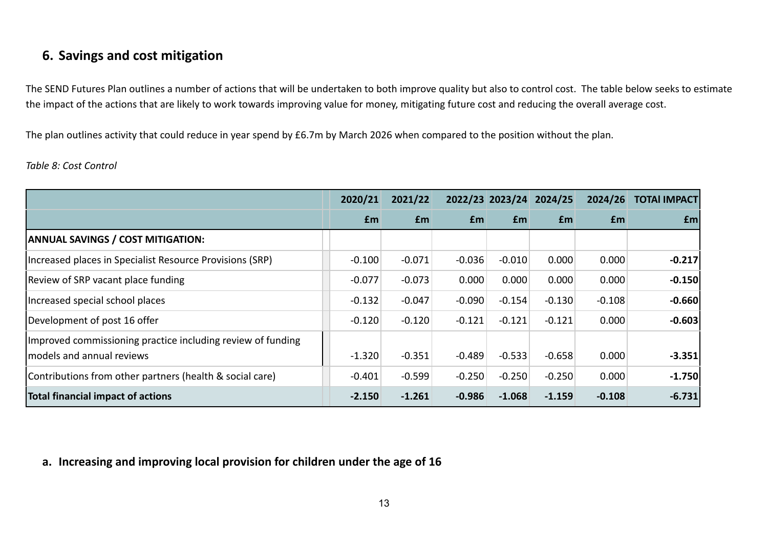## 6. Savings and cost mitigation

The SEND Futures Plan outlines a number of actions that will be undertaken to both improve quality but also to control cost. The table below seeks to estimate the impact of the actions that are likely to work towards improving value for money, mitigating future cost and reducing the overall average cost.

The plan outlines activity that could reduce in year spend by £6.7m by March 2026 when compared to the position without the plan.

*Table 8: Cost Control*

| | 2020/21 | 2021/22 | 2022/23 | 2023/24 | 2024/25 | 2024/26 | TOTAl IMPACT |
|---|---|---|---|---|---|---|---|
| | £m | £m | £m | £m | £m | £m | £m |
| **ANNUAL SAVINGS / COST MITIGATION:** | | | | | | | |
| Increased places in Specialist Resource Provisions (SRP) | -0.100 | -0.071 | -0.036 | -0.010 | 0.000 | 0.000 | **-0.217** |
| Review of SRP vacant place funding | -0.077 | -0.073 | 0.000 | 0.000 | 0.000 | 0.000 | **-0.150** |
| Increased special school places | -0.132 | -0.047 | -0.090 | -0.154 | -0.130 | -0.108 | **-0.660** |
| Development of post 16 offer | -0.120 | -0.120 | -0.121 | -0.121 | -0.121 | 0.000 | **-0.603** |
| Improved commissioning practice including review of funding models and annual reviews | -1.320 | -0.351 | -0.489 | -0.533 | -0.658 | 0.000 | **-3.351** |
| Contributions from other partners (health & social care) | -0.401 | -0.599 | -0.250 | -0.250 | -0.250 | 0.000 | **-1.750** |
| **Total financial impact of actions** | **-2.150** | **-1.261** | **-0.986** | **-1.068** | **-1.159** | **-0.108** | **-6.731** |

### a. Increasing and improving local provision for children under the age of 16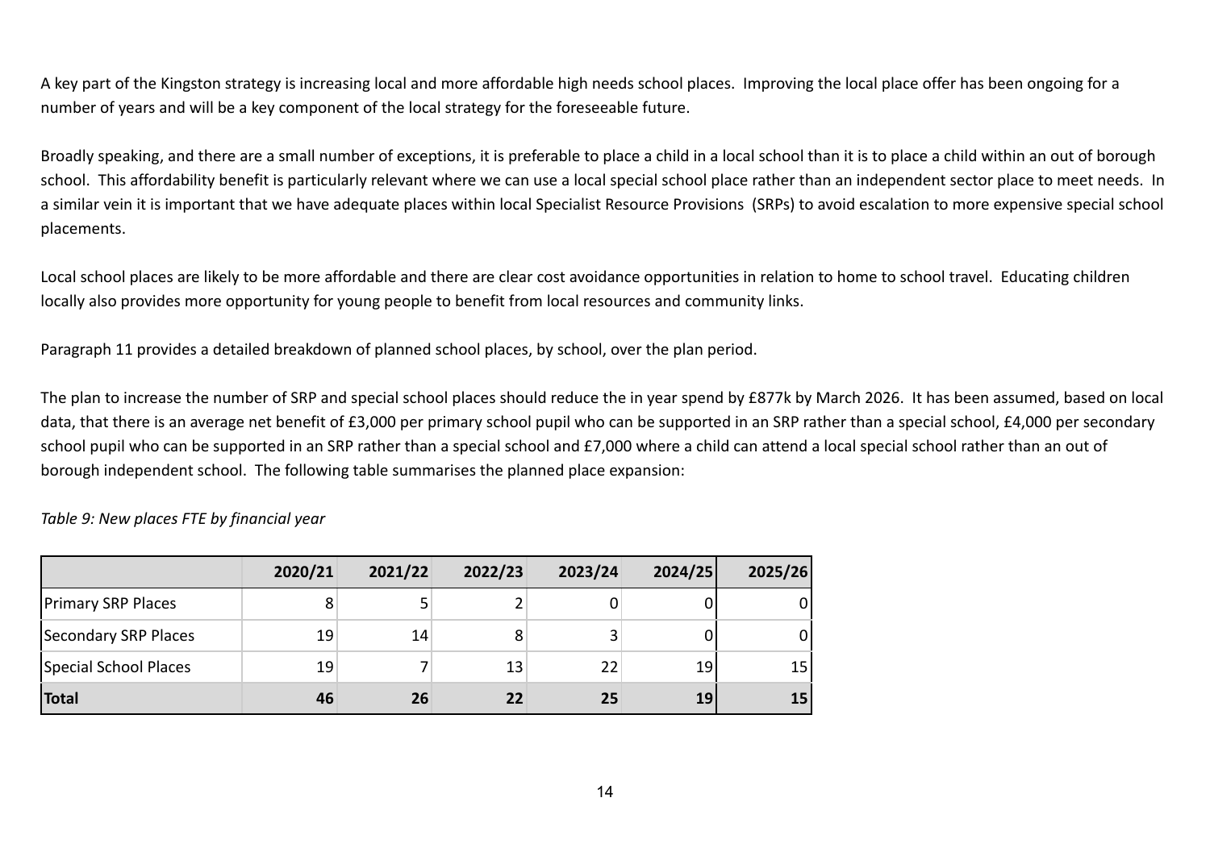A key part of the Kingston strategy is increasing local and more affordable high needs school places. Improving the local place offer has been ongoing for a number of years and will be a key component of the local strategy for the foreseeable future.

Broadly speaking, and there are a small number of exceptions, it is preferable to place a child in a local school than it is to place a child within an out of borough school. This affordability benefit is particularly relevant where we can use a local special school place rather than an independent sector place to meet needs. In a similar vein it is important that we have adequate places within local Specialist Resource Provisions (SRPs) to avoid escalation to more expensive special school placements.

Local school places are likely to be more affordable and there are clear cost avoidance opportunities in relation to home to school travel. Educating children locally also provides more opportunity for young people to benefit from local resources and community links.

Paragraph 11 provides a detailed breakdown of planned school places, by school, over the plan period.

The plan to increase the number of SRP and special school places should reduce the in year spend by £877k by March 2026. It has been assumed, based on local data, that there is an average net benefit of £3,000 per primary school pupil who can be supported in an SRP rather than a special school, £4,000 per secondary school pupil who can be supported in an SRP rather than a special school and £7,000 where a child can attend a local special school rather than an out of borough independent school. The following table summarises the planned place expansion:

*Table 9: New places FTE by financial year*

| | 2020/21 | 2021/22 | 2022/23 | 2023/24 | 2024/25 | 2025/26 |
|---|---|---|---|---|---|---|
| Primary SRP Places | 8 | 5 | 2 | 0 | 0 | 0 |
| Secondary SRP Places | 19 | 14 | 8 | 3 | 0 | 0 |
| Special School Places | 19 | 7 | 13 | 22 | 19 | 15 |
| **Total** | **46** | **26** | **22** | **25** | **19** | **15** |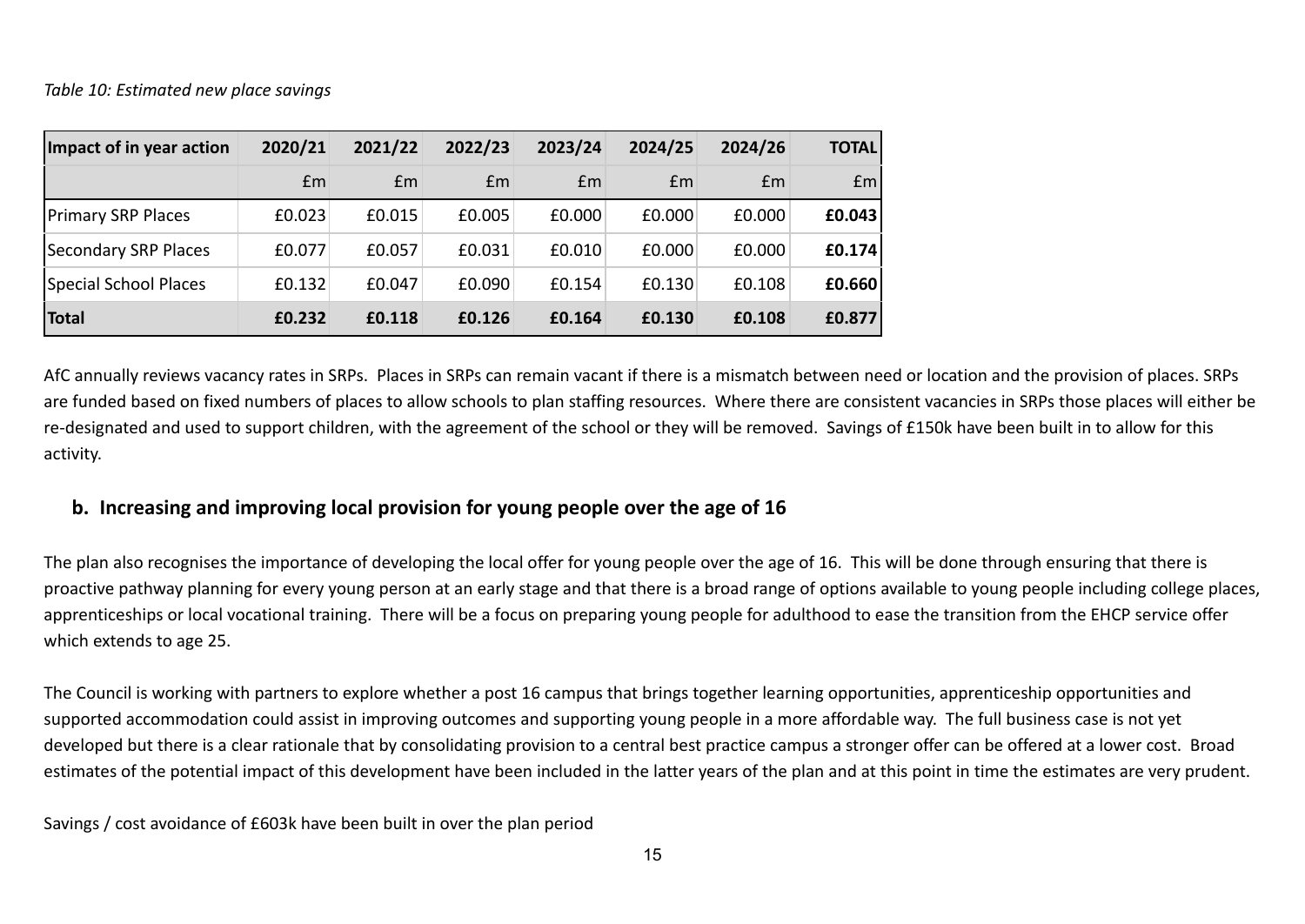*Table 10: Estimated new place savings*

| Impact of in year action | 2020/21 | 2021/22 | 2022/23 | 2023/24 | 2024/25 | 2024/26 | TOTAL |
|---|---|---|---|---|---|---|---|
| | £m | £m | £m | £m | £m | £m | £m |
| Primary SRP Places | £0.023 | £0.015 | £0.005 | £0.000 | £0.000 | £0.000 | **£0.043** |
| Secondary SRP Places | £0.077 | £0.057 | £0.031 | £0.010 | £0.000 | £0.000 | **£0.174** |
| Special School Places | £0.132 | £0.047 | £0.090 | £0.154 | £0.130 | £0.108 | **£0.660** |
| **Total** | **£0.232** | **£0.118** | **£0.126** | **£0.164** | **£0.130** | **£0.108** | **£0.877** |

AfC annually reviews vacancy rates in SRPs. Places in SRPs can remain vacant if there is a mismatch between need or location and the provision of places. SRPs are funded based on fixed numbers of places to allow schools to plan staffing resources. Where there are consistent vacancies in SRPs those places will either be re-designated and used to support children, with the agreement of the school or they will be removed. Savings of £150k have been built in to allow for this activity.

## b. Increasing and improving local provision for young people over the age of 16

The plan also recognises the importance of developing the local offer for young people over the age of 16. This will be done through ensuring that there is proactive pathway planning for every young person at an early stage and that there is a broad range of options available to young people including college places, apprenticeships or local vocational training. There will be a focus on preparing young people for adulthood to ease the transition from the EHCP service offer which extends to age 25.

The Council is working with partners to explore whether a post 16 campus that brings together learning opportunities, apprenticeship opportunities and supported accommodation could assist in improving outcomes and supporting young people in a more affordable way. The full business case is not yet developed but there is a clear rationale that by consolidating provision to a central best practice campus a stronger offer can be offered at a lower cost. Broad estimates of the potential impact of this development have been included in the latter years of the plan and at this point in time the estimates are very prudent.

Savings / cost avoidance of £603k have been built in over the plan period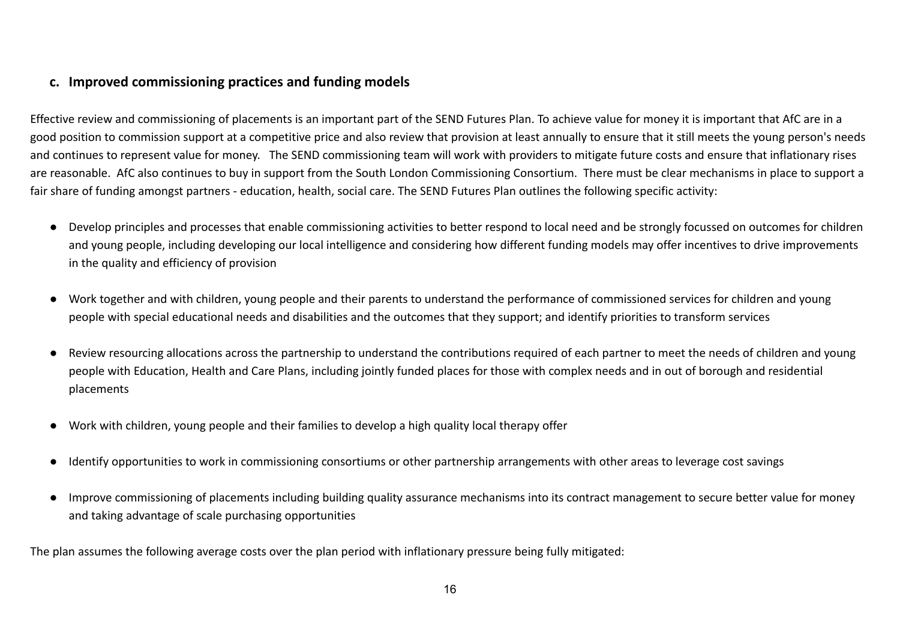### c. Improved commissioning practices and funding models

Effective review and commissioning of placements is an important part of the SEND Futures Plan. To achieve value for money it is important that AfC are in a good position to commission support at a competitive price and also review that provision at least annually to ensure that it still meets the young person's needs and continues to represent value for money. The SEND commissioning team will work with providers to mitigate future costs and ensure that inflationary rises are reasonable. AfC also continues to buy in support from the South London Commissioning Consortium. There must be clear mechanisms in place to support a fair share of funding amongst partners - education, health, social care. The SEND Futures Plan outlines the following specific activity:

- Develop principles and processes that enable commissioning activities to better respond to local need and be strongly focussed on outcomes for children and young people, including developing our local intelligence and considering how different funding models may offer incentives to drive improvements in the quality and efficiency of provision
- Work together and with children, young people and their parents to understand the performance of commissioned services for children and young people with special educational needs and disabilities and the outcomes that they support; and identify priorities to transform services
- Review resourcing allocations across the partnership to understand the contributions required of each partner to meet the needs of children and young people with Education, Health and Care Plans, including jointly funded places for those with complex needs and in out of borough and residential placements
- Work with children, young people and their families to develop a high quality local therapy offer
- Identify opportunities to work in commissioning consortiums or other partnership arrangements with other areas to leverage cost savings
- Improve commissioning of placements including building quality assurance mechanisms into its contract management to secure better value for money and taking advantage of scale purchasing opportunities

The plan assumes the following average costs over the plan period with inflationary pressure being fully mitigated: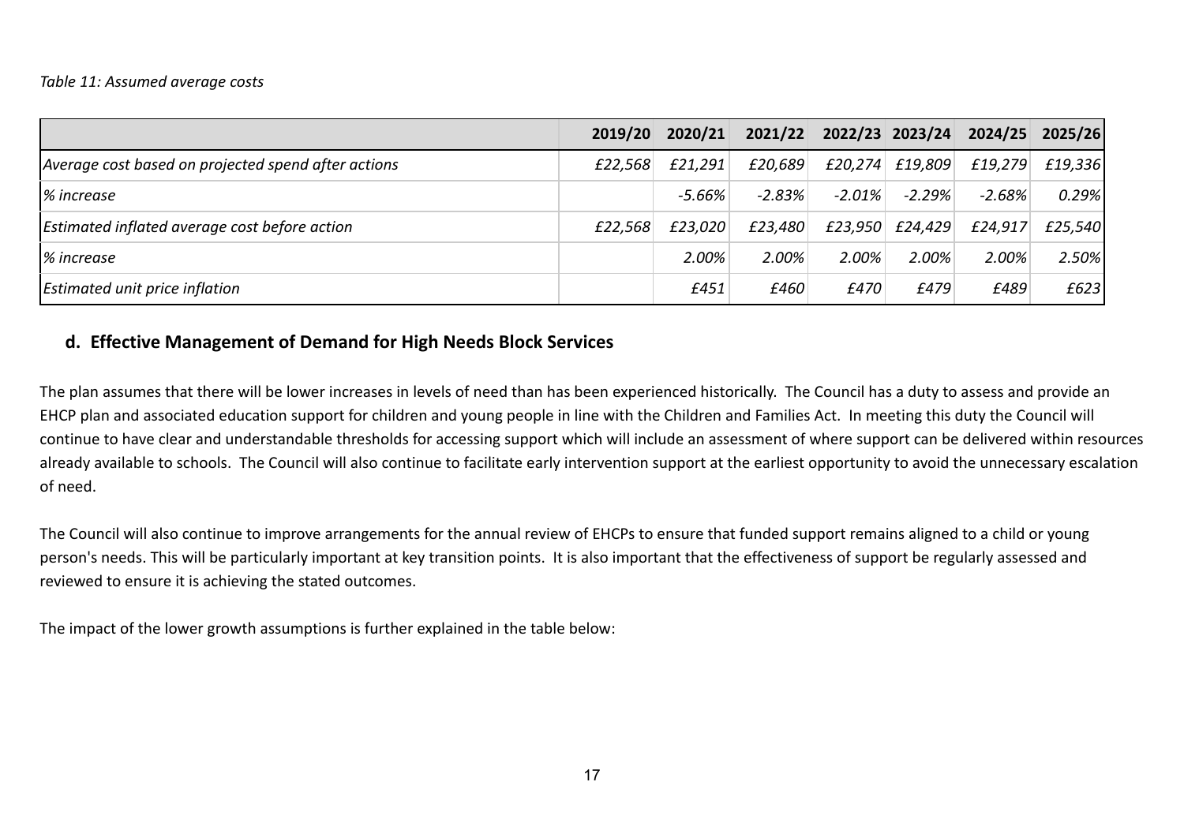*Table 11: Assumed average costs*

| | 2019/20 | 2020/21 | 2021/22 | 2022/23 | 2023/24 | 2024/25 | 2025/26 |
|---|---|---|---|---|---|---|---|
| *Average cost based on projected spend after actions* | *£22,568* | *£21,291* | *£20,689* | *£20,274* | *£19,809* | *£19,279* | *£19,336* |
| *% increase* | | *-5.66%* | *-2.83%* | *-2.01%* | *-2.29%* | *-2.68%* | *0.29%* |
| *Estimated inflated average cost before action* | *£22,568* | *£23,020* | *£23,480* | *£23,950* | *£24,429* | *£24,917* | *£25,540* |
| *% increase* | | *2.00%* | *2.00%* | *2.00%* | *2.00%* | *2.00%* | *2.50%* |
| *Estimated unit price inflation* | | *£451* | *£460* | *£470* | *£479* | *£489* | *£623* |

## d. Effective Management of Demand for High Needs Block Services

The plan assumes that there will be lower increases in levels of need than has been experienced historically. The Council has a duty to assess and provide an EHCP plan and associated education support for children and young people in line with the Children and Families Act. In meeting this duty the Council will continue to have clear and understandable thresholds for accessing support which will include an assessment of where support can be delivered within resources already available to schools. The Council will also continue to facilitate early intervention support at the earliest opportunity to avoid the unnecessary escalation of need.

The Council will also continue to improve arrangements for the annual review of EHCPs to ensure that funded support remains aligned to a child or young person's needs. This will be particularly important at key transition points. It is also important that the effectiveness of support be regularly assessed and reviewed to ensure it is achieving the stated outcomes.

The impact of the lower growth assumptions is further explained in the table below: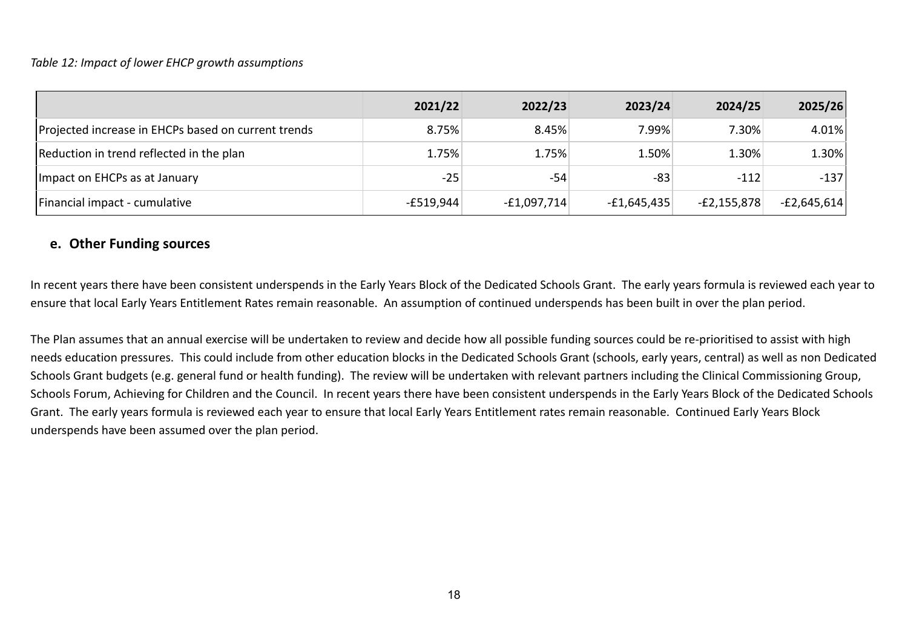*Table 12: Impact of lower EHCP growth assumptions*

| | 2021/22 | 2022/23 | 2023/24 | 2024/25 | 2025/26 |
|---|---|---|---|---|---|
| Projected increase in EHCPs based on current trends | 8.75% | 8.45% | 7.99% | 7.30% | 4.01% |
| Reduction in trend reflected in the plan | 1.75% | 1.75% | 1.50% | 1.30% | 1.30% |
| Impact on EHCPs as at January | -25 | -54 | -83 | -112 | -137 |
| Financial impact - cumulative | -£519,944 | -£1,097,714 | -£1,645,435 | -£2,155,878 | -£2,645,614 |

## e. Other Funding sources

In recent years there have been consistent underspends in the Early Years Block of the Dedicated Schools Grant. The early years formula is reviewed each year to ensure that local Early Years Entitlement Rates remain reasonable. An assumption of continued underspends has been built in over the plan period.

The Plan assumes that an annual exercise will be undertaken to review and decide how all possible funding sources could be re-prioritised to assist with high needs education pressures. This could include from other education blocks in the Dedicated Schools Grant (schools, early years, central) as well as non Dedicated Schools Grant budgets (e.g. general fund or health funding). The review will be undertaken with relevant partners including the Clinical Commissioning Group, Schools Forum, Achieving for Children and the Council. In recent years there have been consistent underspends in the Early Years Block of the Dedicated Schools Grant. The early years formula is reviewed each year to ensure that local Early Years Entitlement rates remain reasonable. Continued Early Years Block underspends have been assumed over the plan period.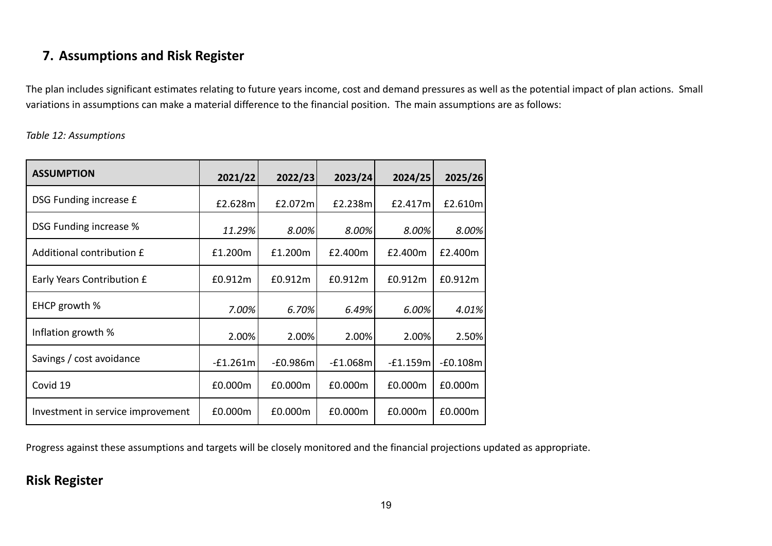## 7. Assumptions and Risk Register

The plan includes significant estimates relating to future years income, cost and demand pressures as well as the potential impact of plan actions. Small variations in assumptions can make a material difference to the financial position. The main assumptions are as follows:

*Table 12: Assumptions*

| ASSUMPTION | 2021/22 | 2022/23 | 2023/24 | 2024/25 | 2025/26 |
|---|---|---|---|---|---|
| DSG Funding increase £ | £2.628m | £2.072m | £2.238m | £2.417m | £2.610m |
| DSG Funding increase % | *11.29%* | *8.00%* | *8.00%* | *8.00%* | *8.00%* |
| Additional contribution £ | £1.200m | £1.200m | £2.400m | £2.400m | £2.400m |
| Early Years Contribution £ | £0.912m | £0.912m | £0.912m | £0.912m | £0.912m |
| EHCP growth % | *7.00%* | *6.70%* | *6.49%* | *6.00%* | *4.01%* |
| Inflation growth % | 2.00% | 2.00% | 2.00% | 2.00% | 2.50% |
| Savings / cost avoidance | -£1.261m | -£0.986m | -£1.068m | -£1.159m | -£0.108m |
| Covid 19 | £0.000m | £0.000m | £0.000m | £0.000m | £0.000m |
| Investment in service improvement | £0.000m | £0.000m | £0.000m | £0.000m | £0.000m |

Progress against these assumptions and targets will be closely monitored and the financial projections updated as appropriate.

## Risk Register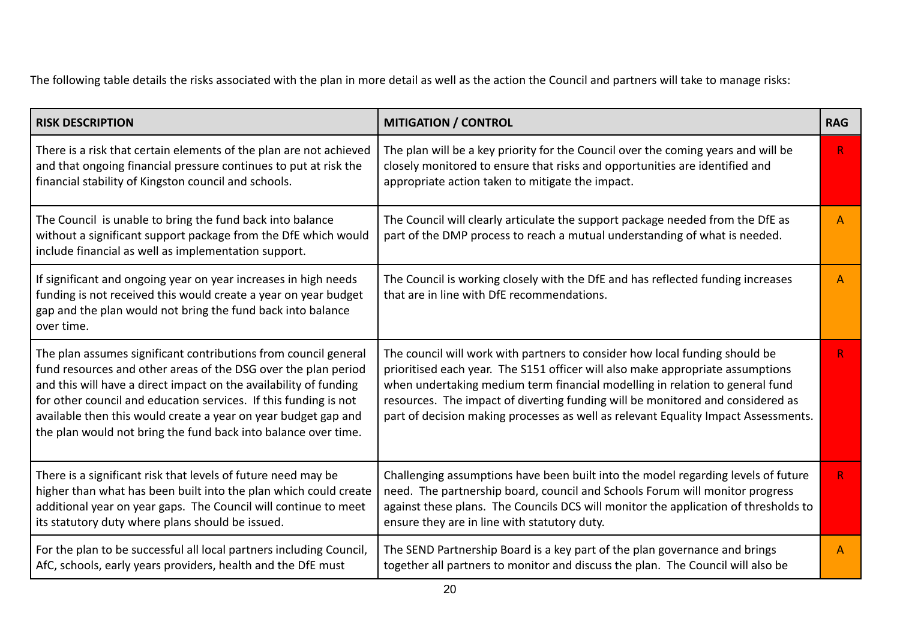The following table details the risks associated with the plan in more detail as well as the action the Council and partners will take to manage risks:

| RISK DESCRIPTION | MITIGATION / CONTROL | RAG |
|---|---|---|
| There is a risk that certain elements of the plan are not achieved and that ongoing financial pressure continues to put at risk the financial stability of Kingston council and schools. | The plan will be a key priority for the Council over the coming years and will be closely monitored to ensure that risks and opportunities are identified and appropriate action taken to mitigate the impact. | R |
| The Council is unable to bring the fund back into balance without a significant support package from the DfE which would include financial as well as implementation support. | The Council will clearly articulate the support package needed from the DfE as part of the DMP process to reach a mutual understanding of what is needed. | A |
| If significant and ongoing year on year increases in high needs funding is not received this would create a year on year budget gap and the plan would not bring the fund back into balance over time. | The Council is working closely with the DfE and has reflected funding increases that are in line with DfE recommendations. | A |
| The plan assumes significant contributions from council general fund resources and other areas of the DSG over the plan period and this will have a direct impact on the availability of funding for other council and education services. If this funding is not available then this would create a year on year budget gap and the plan would not bring the fund back into balance over time. | The council will work with partners to consider how local funding should be prioritised each year. The S151 officer will also make appropriate assumptions when undertaking medium term financial modelling in relation to general fund resources. The impact of diverting funding will be monitored and considered as part of decision making processes as well as relevant Equality Impact Assessments. | R |
| There is a significant risk that levels of future need may be higher than what has been built into the plan which could create additional year on year gaps. The Council will continue to meet its statutory duty where plans should be issued. | Challenging assumptions have been built into the model regarding levels of future need. The partnership board, council and Schools Forum will monitor progress against these plans. The Councils DCS will monitor the application of thresholds to ensure they are in line with statutory duty. | R |
| For the plan to be successful all local partners including Council, AfC, schools, early years providers, health and the DfE must | The SEND Partnership Board is a key part of the plan governance and brings together all partners to monitor and discuss the plan. The Council will also be | A |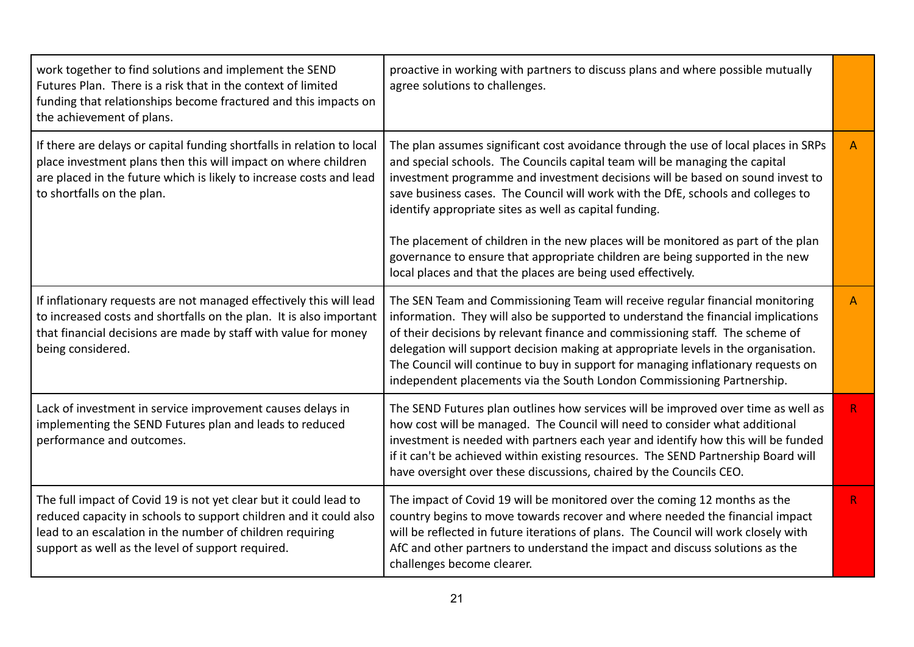| | | |
|---|---|---|
| work together to find solutions and implement the SEND Futures Plan. There is a risk that in the context of limited funding that relationships become fractured and this impacts on the achievement of plans. | proactive in working with partners to discuss plans and where possible mutually agree solutions to challenges. | |
| If there are delays or capital funding shortfalls in relation to local place investment plans then this will impact on where children are placed in the future which is likely to increase costs and lead to shortfalls on the plan. | The plan assumes significant cost avoidance through the use of local places in SRPs and special schools. The Councils capital team will be managing the capital investment programme and investment decisions will be based on sound invest to save business cases. The Council will work with the DfE, schools and colleges to identify appropriate sites as well as capital funding.<br><br>The placement of children in the new places will be monitored as part of the plan governance to ensure that appropriate children are being supported in the new local places and that the places are being used effectively. | A |
| If inflationary requests are not managed effectively this will lead to increased costs and shortfalls on the plan. It is also important that financial decisions are made by staff with value for money being considered. | The SEN Team and Commissioning Team will receive regular financial monitoring information. They will also be supported to understand the financial implications of their decisions by relevant finance and commissioning staff. The scheme of delegation will support decision making at appropriate levels in the organisation. The Council will continue to buy in support for managing inflationary requests on independent placements via the South London Commissioning Partnership. | A |
| Lack of investment in service improvement causes delays in implementing the SEND Futures plan and leads to reduced performance and outcomes. | The SEND Futures plan outlines how services will be improved over time as well as how cost will be managed. The Council will need to consider what additional investment is needed with partners each year and identify how this will be funded if it can't be achieved within existing resources. The SEND Partnership Board will have oversight over these discussions, chaired by the Councils CEO. | R |
| The full impact of Covid 19 is not yet clear but it could lead to reduced capacity in schools to support children and it could also lead to an escalation in the number of children requiring support as well as the level of support required. | The impact of Covid 19 will be monitored over the coming 12 months as the country begins to move towards recover and where needed the financial impact will be reflected in future iterations of plans. The Council will work closely with AfC and other partners to understand the impact and discuss solutions as the challenges become clearer. | R |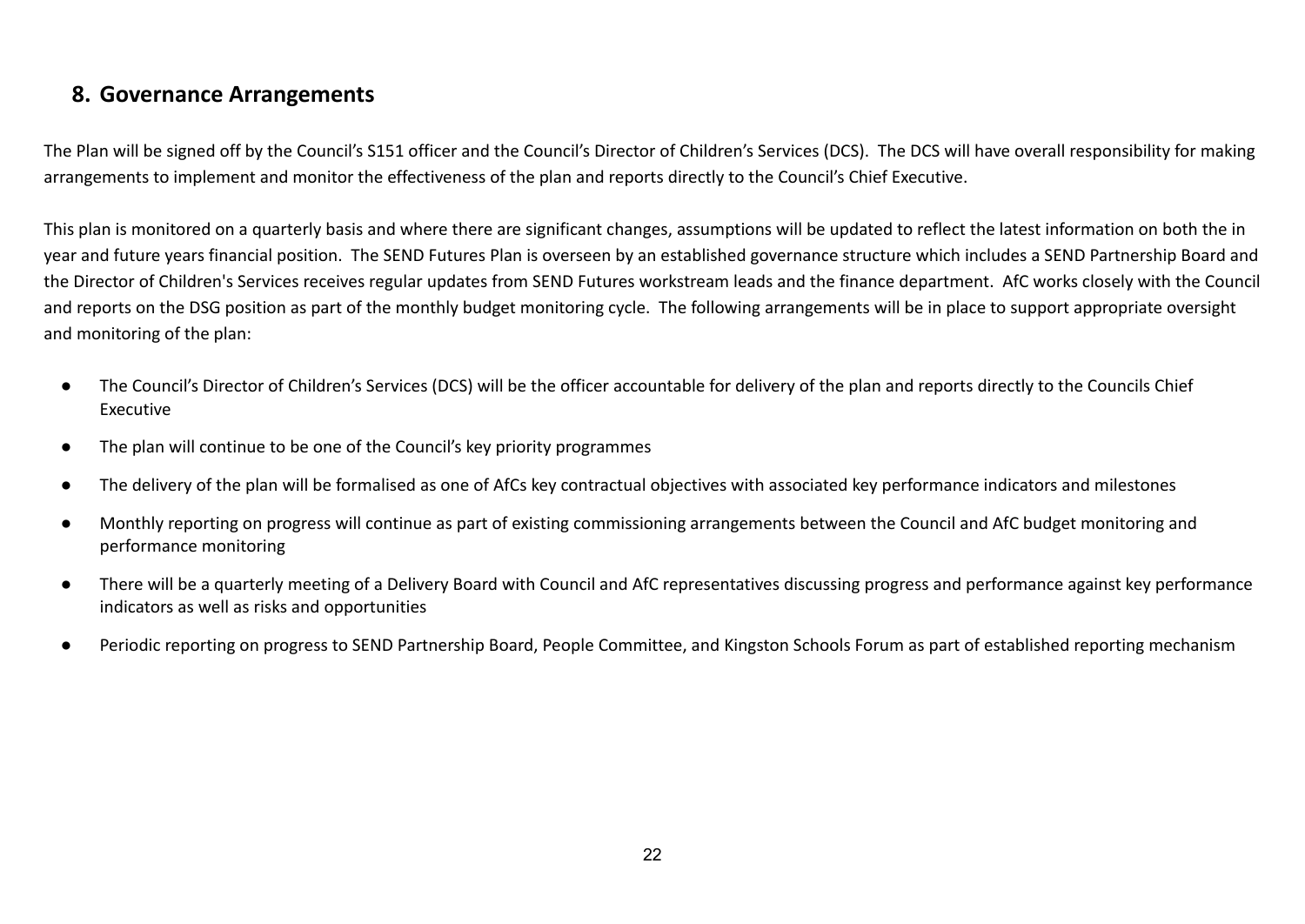## 8. Governance Arrangements

The Plan will be signed off by the Council's S151 officer and the Council's Director of Children's Services (DCS). The DCS will have overall responsibility for making arrangements to implement and monitor the effectiveness of the plan and reports directly to the Council's Chief Executive.

This plan is monitored on a quarterly basis and where there are significant changes, assumptions will be updated to reflect the latest information on both the in year and future years financial position. The SEND Futures Plan is overseen by an established governance structure which includes a SEND Partnership Board and the Director of Children's Services receives regular updates from SEND Futures workstream leads and the finance department. AfC works closely with the Council and reports on the DSG position as part of the monthly budget monitoring cycle. The following arrangements will be in place to support appropriate oversight and monitoring of the plan:

- The Council's Director of Children's Services (DCS) will be the officer accountable for delivery of the plan and reports directly to the Councils Chief Executive
- The plan will continue to be one of the Council's key priority programmes
- The delivery of the plan will be formalised as one of AfCs key contractual objectives with associated key performance indicators and milestones
- Monthly reporting on progress will continue as part of existing commissioning arrangements between the Council and AfC budget monitoring and performance monitoring
- There will be a quarterly meeting of a Delivery Board with Council and AfC representatives discussing progress and performance against key performance indicators as well as risks and opportunities
- Periodic reporting on progress to SEND Partnership Board, People Committee, and Kingston Schools Forum as part of established reporting mechanism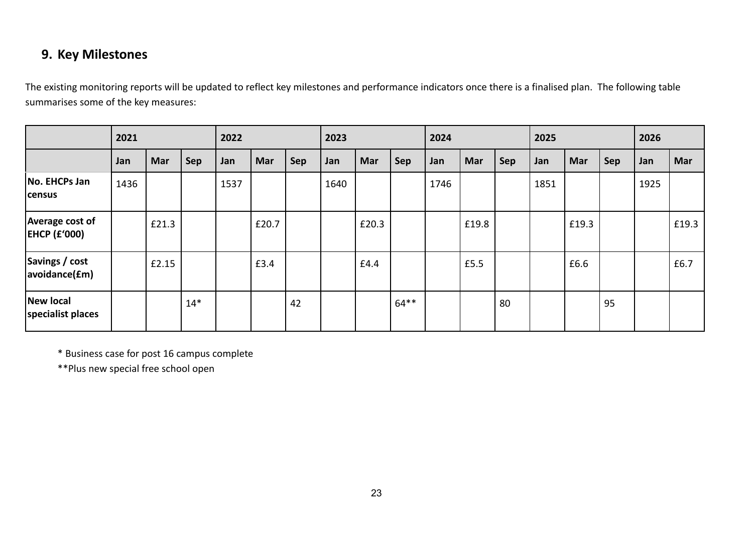## 9. Key Milestones

The existing monitoring reports will be updated to reflect key milestones and performance indicators once there is a finalised plan. The following table summarises some of the key measures:

| | 2021 | | | 2022 | | | 2023 | | | 2024 | | | 2025 | | | 2026 | |
|---|---|---|---|---|---|---|---|---|---|---|---|---|---|---|---|---|---|
| | Jan | Mar | Sep | Jan | Mar | Sep | Jan | Mar | Sep | Jan | Mar | Sep | Jan | Mar | Sep | Jan | Mar |
| **No. EHCPs Jan census** | 1436 | | | 1537 | | | 1640 | | | 1746 | | | 1851 | | | 1925 | |
| **Average cost of EHCP (£'000)** | | £21.3 | | | £20.7 | | | £20.3 | | | £19.8 | | | £19.3 | | | £19.3 |
| **Savings / cost avoidance(£m)** | | £2.15 | | | £3.4 | | | £4.4 | | | £5.5 | | | £6.6 | | | £6.7 |
| **New local specialist places** | | | 14* | | | 42 | | | 64** | | | 80 | | | 95 | | |

\* Business case for post 16 campus complete

\*\*Plus new special free school open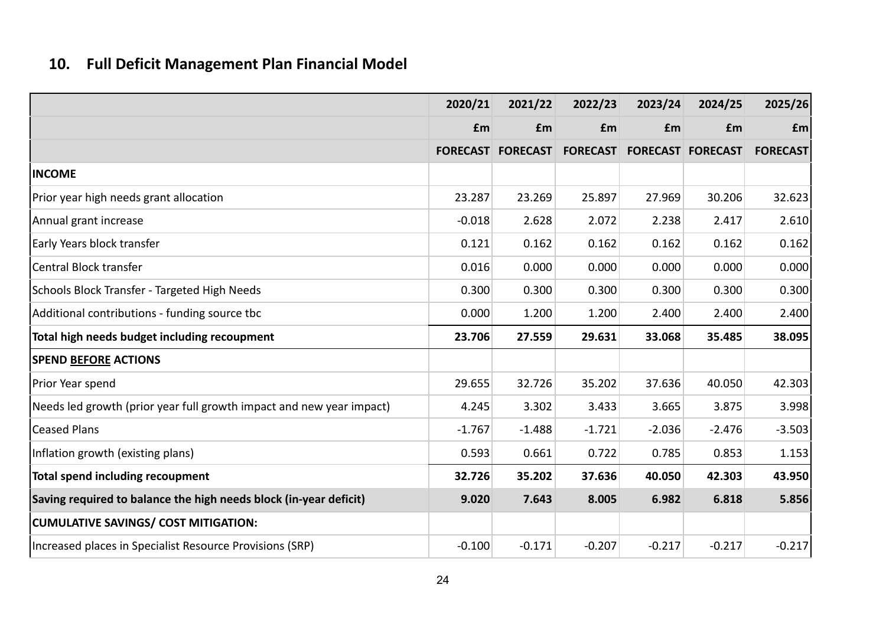## 10. Full Deficit Management Plan Financial Model

| | 2020/21 | 2021/22 | 2022/23 | 2023/24 | 2024/25 | 2025/26 |
|---|---|---|---|---|---|---|
| | £m | £m | £m | £m | £m | £m |
| | FORECAST | FORECAST | FORECAST | FORECAST | FORECAST | FORECAST |
| **INCOME** | | | | | | |
| Prior year high needs grant allocation | 23.287 | 23.269 | 25.897 | 27.969 | 30.206 | 32.623 |
| Annual grant increase | -0.018 | 2.628 | 2.072 | 2.238 | 2.417 | 2.610 |
| Early Years block transfer | 0.121 | 0.162 | 0.162 | 0.162 | 0.162 | 0.162 |
| Central Block transfer | 0.016 | 0.000 | 0.000 | 0.000 | 0.000 | 0.000 |
| Schools Block Transfer - Targeted High Needs | 0.300 | 0.300 | 0.300 | 0.300 | 0.300 | 0.300 |
| Additional contributions - funding source tbc | 0.000 | 1.200 | 1.200 | 2.400 | 2.400 | 2.400 |
| **Total high needs budget including recoupment** | **23.706** | **27.559** | **29.631** | **33.068** | **35.485** | **38.095** |
| **SPEND BEFORE ACTIONS** | | | | | | |
| Prior Year spend | 29.655 | 32.726 | 35.202 | 37.636 | 40.050 | 42.303 |
| Needs led growth (prior year full growth impact and new year impact) | 4.245 | 3.302 | 3.433 | 3.665 | 3.875 | 3.998 |
| Ceased Plans | -1.767 | -1.488 | -1.721 | -2.036 | -2.476 | -3.503 |
| Inflation growth (existing plans) | 0.593 | 0.661 | 0.722 | 0.785 | 0.853 | 1.153 |
| **Total spend including recoupment** | **32.726** | **35.202** | **37.636** | **40.050** | **42.303** | **43.950** |
| **Saving required to balance the high needs block (in-year deficit)** | **9.020** | **7.643** | **8.005** | **6.982** | **6.818** | **5.856** |
| **CUMULATIVE SAVINGS/ COST MITIGATION:** | | | | | | |
| Increased places in Specialist Resource Provisions (SRP) | -0.100 | -0.171 | -0.207 | -0.217 | -0.217 | -0.217 |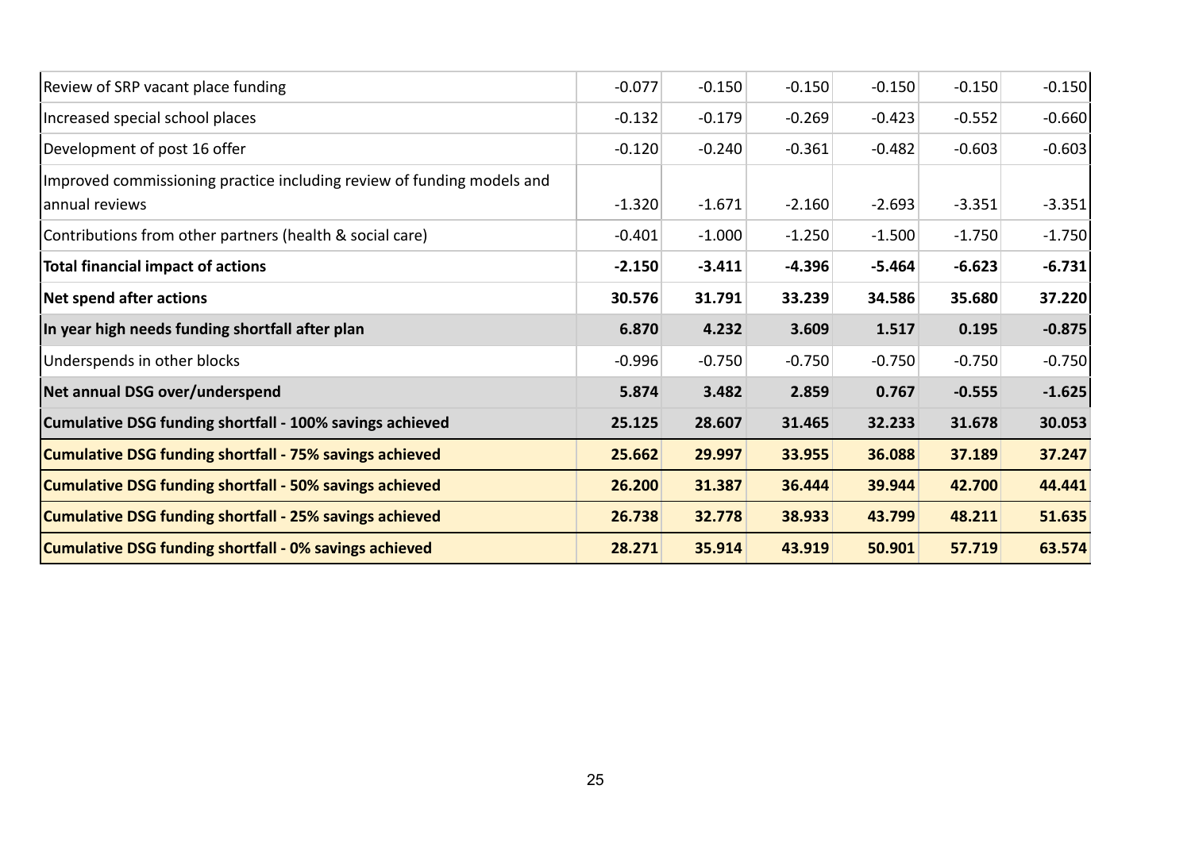| | | | | | | |
|---|---|---|---|---|---|---|
| Review of SRP vacant place funding | -0.077 | -0.150 | -0.150 | -0.150 | -0.150 | -0.150 |
| Increased special school places | -0.132 | -0.179 | -0.269 | -0.423 | -0.552 | -0.660 |
| Development of post 16 offer | -0.120 | -0.240 | -0.361 | -0.482 | -0.603 | -0.603 |
| Improved commissioning practice including review of funding models and annual reviews | -1.320 | -1.671 | -2.160 | -2.693 | -3.351 | -3.351 |
| Contributions from other partners (health & social care) | -0.401 | -1.000 | -1.250 | -1.500 | -1.750 | -1.750 |
| **Total financial impact of actions** | **-2.150** | **-3.411** | **-4.396** | **-5.464** | **-6.623** | **-6.731** |
| **Net spend after actions** | **30.576** | **31.791** | **33.239** | **34.586** | **35.680** | **37.220** |
| **In year high needs funding shortfall after plan** | **6.870** | **4.232** | **3.609** | **1.517** | **0.195** | **-0.875** |
| Underspends in other blocks | -0.996 | -0.750 | -0.750 | -0.750 | -0.750 | -0.750 |
| **Net annual DSG over/underspend** | **5.874** | **3.482** | **2.859** | **0.767** | **-0.555** | **-1.625** |
| **Cumulative DSG funding shortfall - 100% savings achieved** | **25.125** | **28.607** | **31.465** | **32.233** | **31.678** | **30.053** |
| **Cumulative DSG funding shortfall - 75% savings achieved** | **25.662** | **29.997** | **33.955** | **36.088** | **37.189** | **37.247** |
| **Cumulative DSG funding shortfall - 50% savings achieved** | **26.200** | **31.387** | **36.444** | **39.944** | **42.700** | **44.441** |
| **Cumulative DSG funding shortfall - 25% savings achieved** | **26.738** | **32.778** | **38.933** | **43.799** | **48.211** | **51.635** |
| **Cumulative DSG funding shortfall - 0% savings achieved** | **28.271** | **35.914** | **43.919** | **50.901** | **57.719** | **63.574** |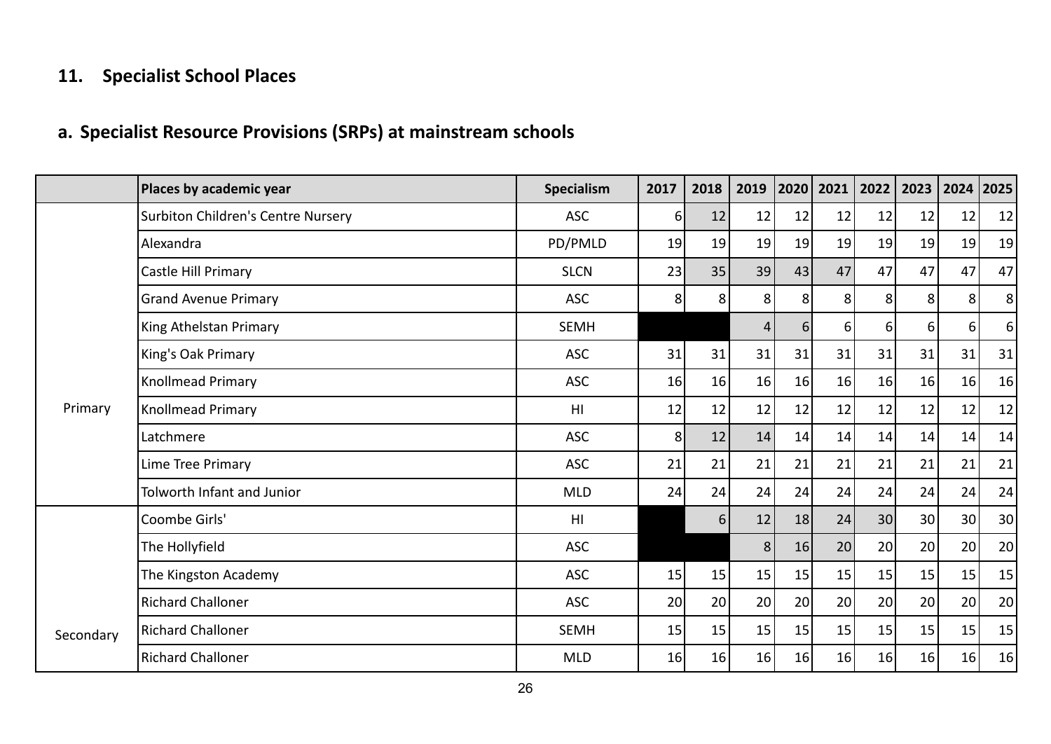## 11. Specialist School Places

### a. Specialist Resource Provisions (SRPs) at mainstream schools

| | Places by academic year | Specialism | 2017 | 2018 | 2019 | 2020 | 2021 | 2022 | 2023 | 2024 | 2025 |
|---|---|---|---|---|---|---|---|---|---|---|---|
| Primary | Surbiton Children's Centre Nursery | ASC | 6 | 12 | 12 | 12 | 12 | 12 | 12 | 12 | 12 |
| | Alexandra | PD/PMLD | 19 | 19 | 19 | 19 | 19 | 19 | 19 | 19 | 19 |
| | Castle Hill Primary | SLCN | 23 | 35 | 39 | 43 | 47 | 47 | 47 | 47 | 47 |
| | Grand Avenue Primary | ASC | 8 | 8 | 8 | 8 | 8 | 8 | 8 | 8 | 8 |
| | King Athelstan Primary | SEMH | | | 4 | 6 | 6 | 6 | 6 | 6 | 6 |
| | King's Oak Primary | ASC | 31 | 31 | 31 | 31 | 31 | 31 | 31 | 31 | 31 |
| | Knollmead Primary | ASC | 16 | 16 | 16 | 16 | 16 | 16 | 16 | 16 | 16 |
| | Knollmead Primary | HI | 12 | 12 | 12 | 12 | 12 | 12 | 12 | 12 | 12 |
| | Latchmere | ASC | 8 | 12 | 14 | 14 | 14 | 14 | 14 | 14 | 14 |
| | Lime Tree Primary | ASC | 21 | 21 | 21 | 21 | 21 | 21 | 21 | 21 | 21 |
| | Tolworth Infant and Junior | MLD | 24 | 24 | 24 | 24 | 24 | 24 | 24 | 24 | 24 |
| Secondary | Coombe Girls' | HI | | 6 | 12 | 18 | 24 | 30 | 30 | 30 | 30 |
| | The Hollyfield | ASC | | | 8 | 16 | 20 | 20 | 20 | 20 | 20 |
| | The Kingston Academy | ASC | 15 | 15 | 15 | 15 | 15 | 15 | 15 | 15 | 15 |
| | Richard Challoner | ASC | 20 | 20 | 20 | 20 | 20 | 20 | 20 | 20 | 20 |
| | Richard Challoner | SEMH | 15 | 15 | 15 | 15 | 15 | 15 | 15 | 15 | 15 |
| | Richard Challoner | MLD | 16 | 16 | 16 | 16 | 16 | 16 | 16 | 16 | 16 |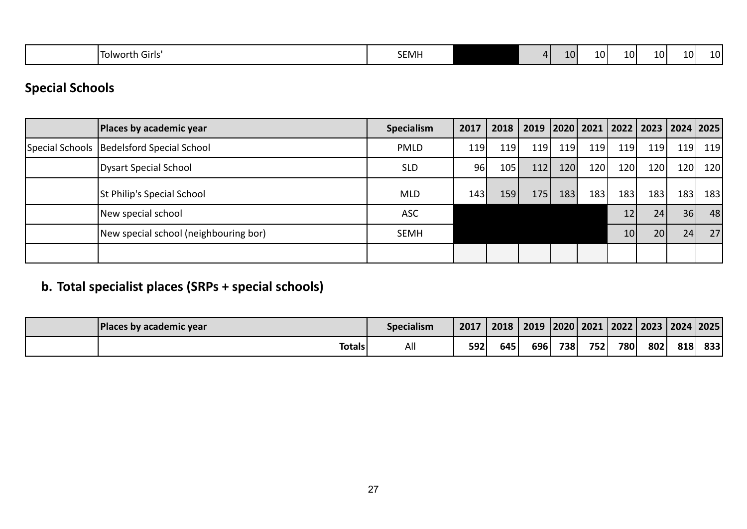| | Tolworth Girls' | SEMH | | | 4 | 10 | 10 | 10 | 10 | 10 | 10 |
|---|---|---|---|---|---|---|---|---|---|---|---|

## Special Schools

| | Places by academic year | Specialism | 2017 | 2018 | 2019 | 2020 | 2021 | 2022 | 2023 | 2024 | 2025 |
|---|---|---|---|---|---|---|---|---|---|---|---|
| Special Schools | Bedelsford Special School | PMLD | 119 | 119 | 119 | 119 | 119 | 119 | 119 | 119 | 119 |
| | Dysart Special School | SLD | 96 | 105 | 112 | 120 | 120 | 120 | 120 | 120 | 120 |
| | St Philip's Special School | MLD | 143 | 159 | 175 | 183 | 183 | 183 | 183 | 183 | 183 |
| | New special school | ASC | | | | | | 12 | 24 | 36 | 48 |
| | New special school (neighbouring bor) | SEMH | | | | | | 10 | 20 | 24 | 27 |
| | | | | | | | | | | | |

## b. Total specialist places (SRPs + special schools)

| | Places by academic year | Specialism | 2017 | 2018 | 2019 | 2020 | 2021 | 2022 | 2023 | 2024 | 2025 |
|---|---|---|---|---|---|---|---|---|---|---|---|
| | **Totals** | All | **592** | **645** | **696** | **738** | **752** | **780** | **802** | **818** | **833** |